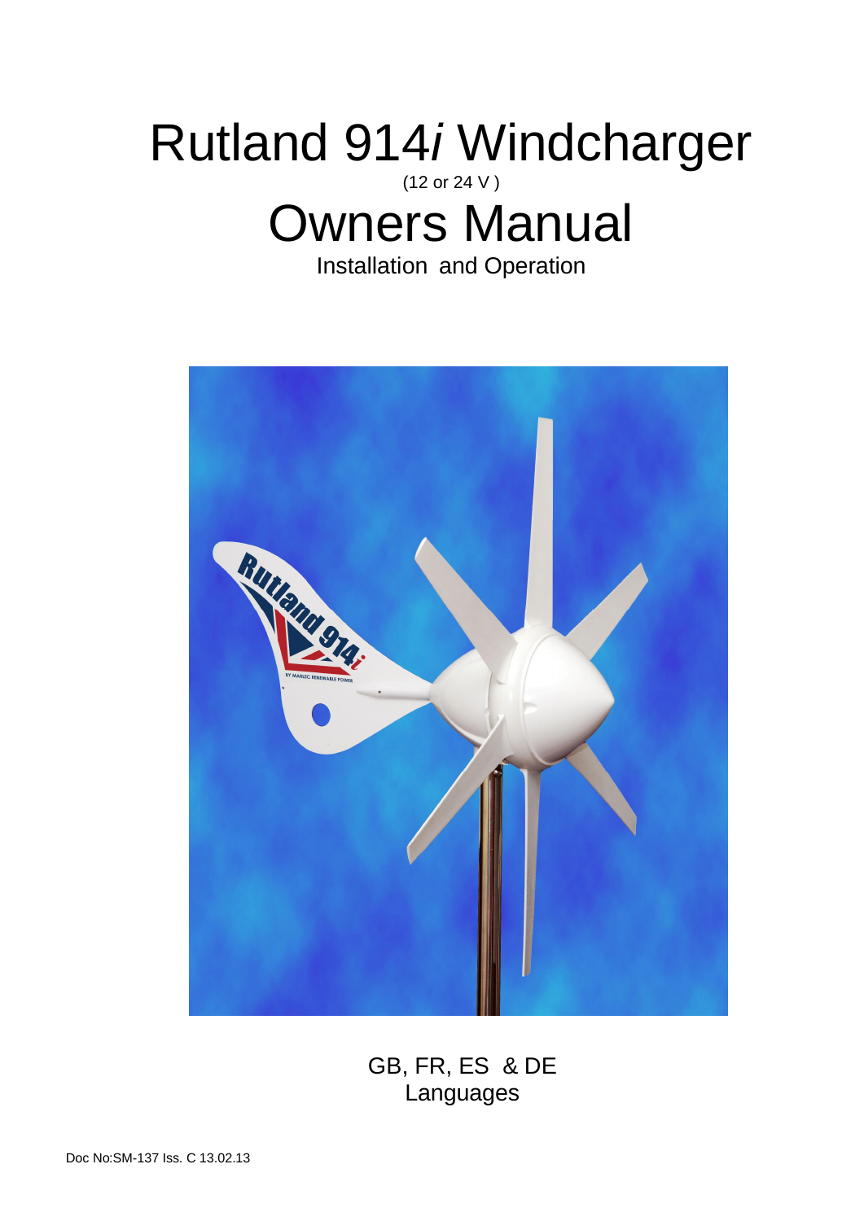# Rutland 914*i* Windcharger

(12 or 24 V )

# Owners Manual

Installation and Operation

GB, FR, ES & DE
Languages

Doc No:SM-137 Iss. C 13.02.13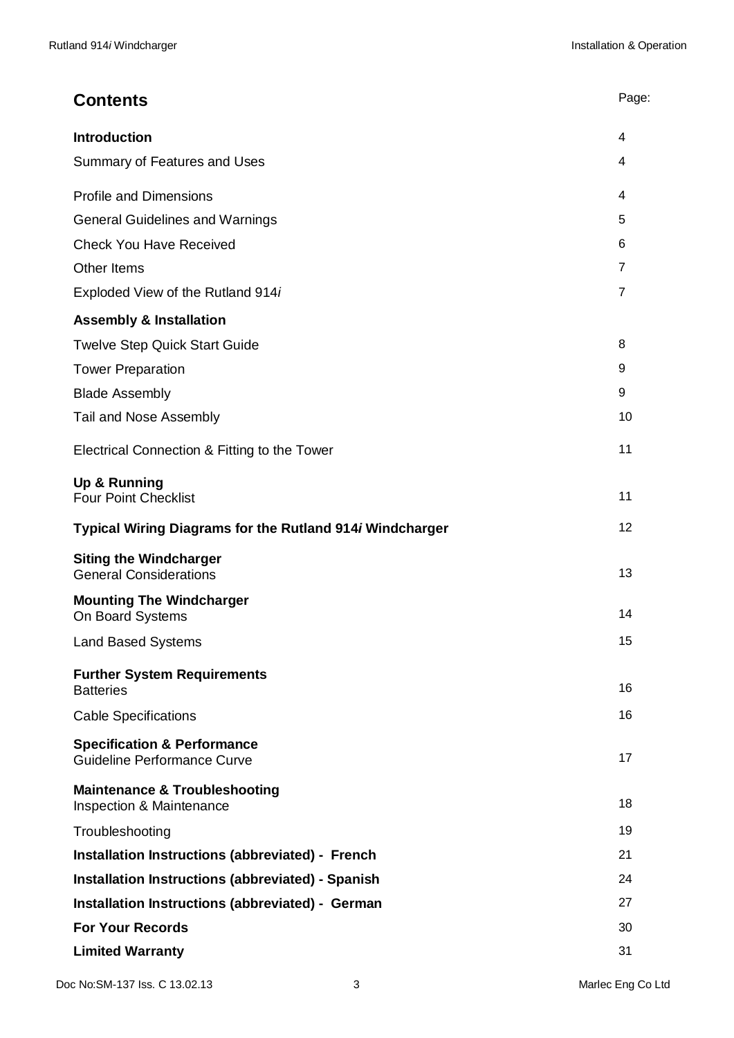## Contents

| | Page: |
|---|---|
| **Introduction** | 4 |
| Summary of Features and Uses | 4 |
| Profile and Dimensions | 4 |
| General Guidelines and Warnings | 5 |
| Check You Have Received | 6 |
| Other Items | 7 |
| Exploded View of the Rutland 914*i* | 7 |
| **Assembly & Installation** | |
| Twelve Step Quick Start Guide | 8 |
| Tower Preparation | 9 |
| Blade Assembly | 9 |
| Tail and Nose Assembly | 10 |
| Electrical Connection & Fitting to the Tower | 11 |
| **Up & Running**<br>Four Point Checklist | 11 |
| **Typical Wiring Diagrams for the Rutland 914*i* Windcharger** | 12 |
| **Siting the Windcharger**<br>General Considerations | 13 |
| **Mounting The Windcharger**<br>On Board Systems | 14 |
| Land Based Systems | 15 |
| **Further System Requirements**<br>Batteries | 16 |
| Cable Specifications | 16 |
| **Specification & Performance**<br>Guideline Performance Curve | 17 |
| **Maintenance & Troubleshooting**<br>Inspection & Maintenance | 18 |
| Troubleshooting | 19 |
| **Installation Instructions (abbreviated) - French** | 21 |
| **Installation Instructions (abbreviated) - Spanish** | 24 |
| **Installation Instructions (abbreviated) - German** | 27 |
| **For Your Records** | 30 |
| **Limited Warranty** | 31 |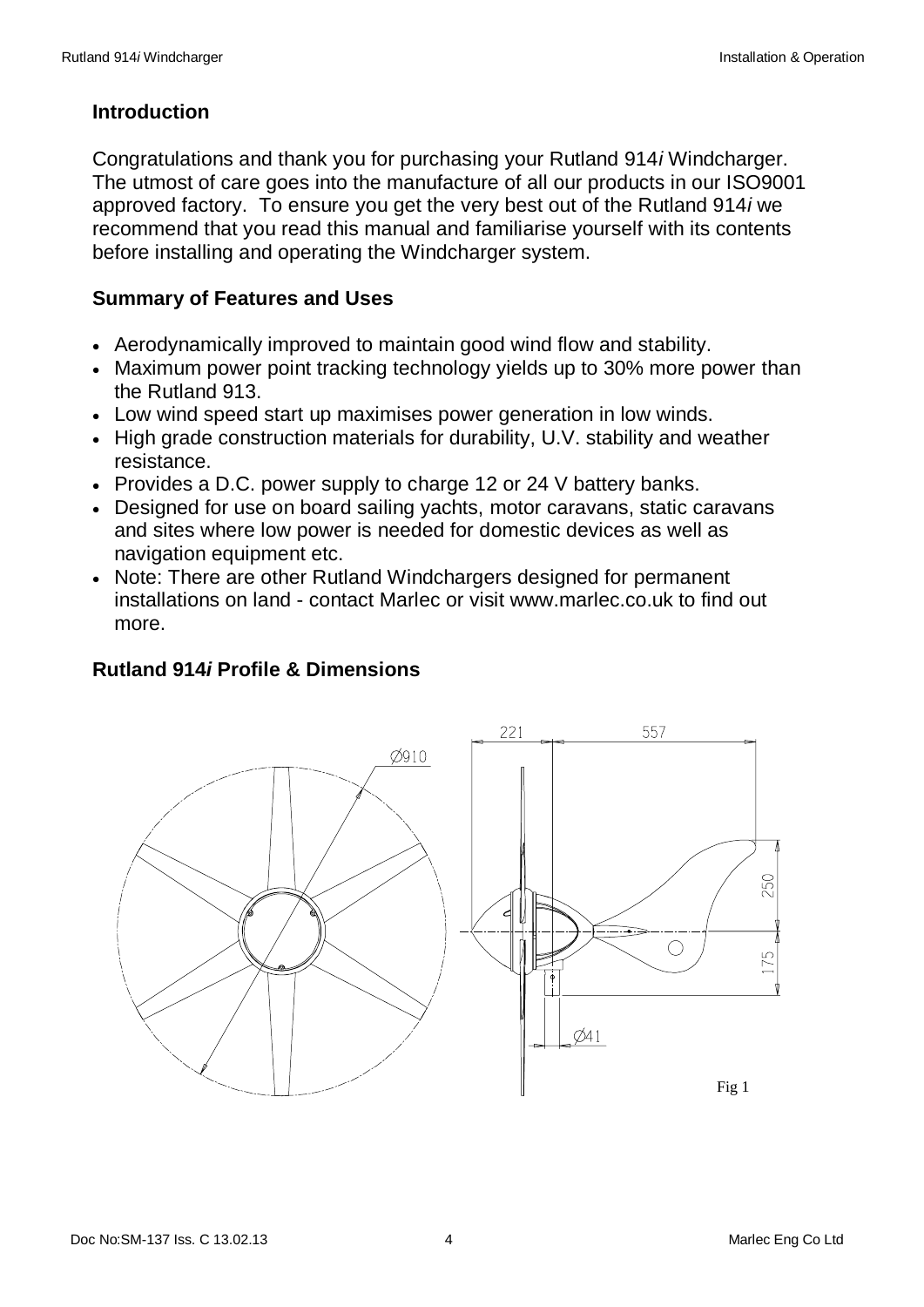## Introduction

Congratulations and thank you for purchasing your Rutland 914*i* Windcharger. The utmost of care goes into the manufacture of all our products in our ISO9001 approved factory. To ensure you get the very best out of the Rutland 914*i* we recommend that you read this manual and familiarise yourself with its contents before installing and operating the Windcharger system.

## Summary of Features and Uses

- Aerodynamically improved to maintain good wind flow and stability.
- Maximum power point tracking technology yields up to 30% more power than the Rutland 913.
- Low wind speed start up maximises power generation in low winds.
- High grade construction materials for durability, U.V. stability and weather resistance.
- Provides a D.C. power supply to charge 12 or 24 V battery banks.
- Designed for use on board sailing yachts, motor caravans, static caravans and sites where low power is needed for domestic devices as well as navigation equipment etc.
- Note: There are other Rutland Windchargers designed for permanent installations on land - contact Marlec or visit www.marlec.co.uk to find out more.

## Rutland 914*i* Profile & Dimensions

Ø910

221

557

250

175

Ø41

Fig 1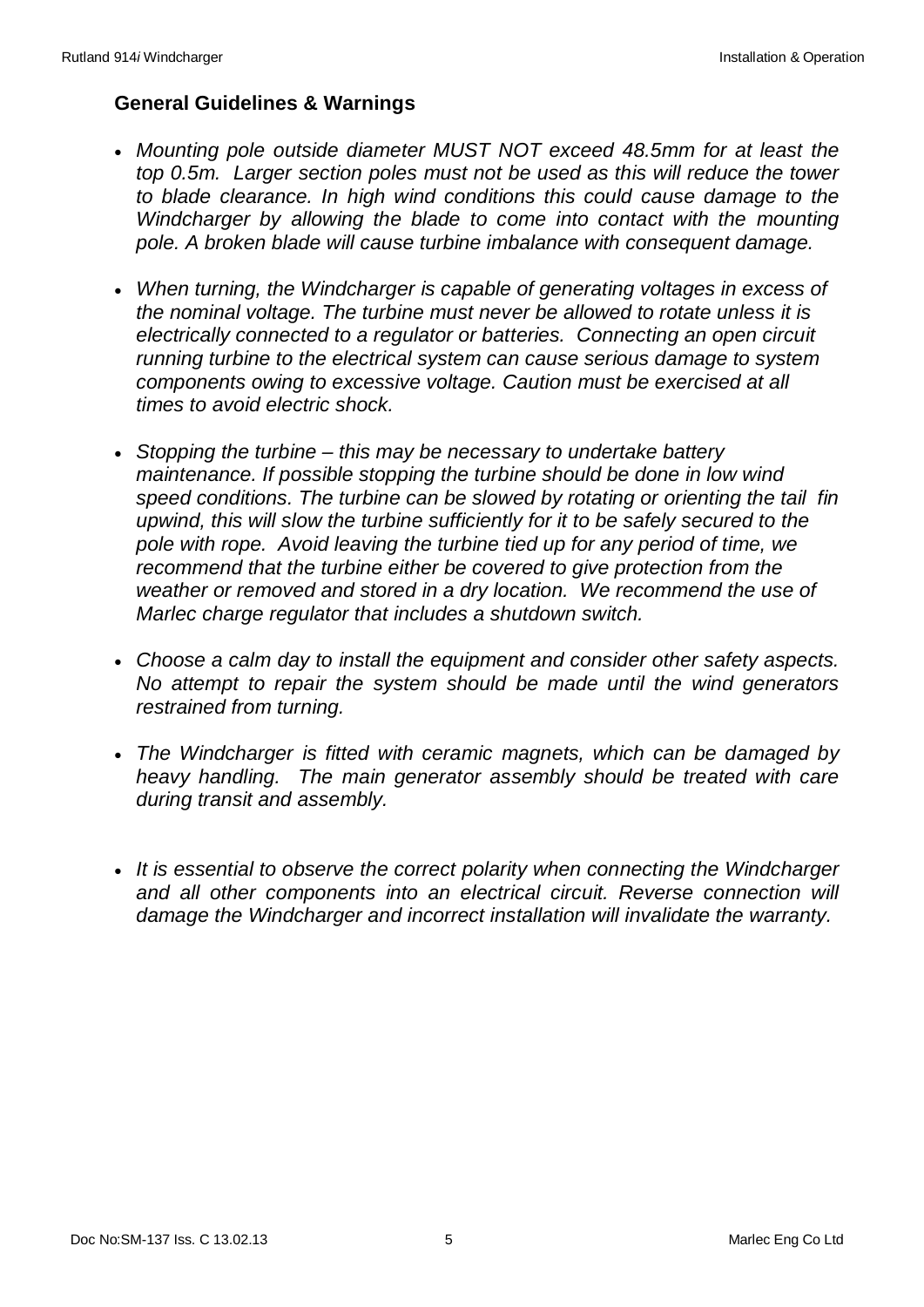## General Guidelines & Warnings

- *Mounting pole outside diameter MUST NOT exceed 48.5mm for at least the top 0.5m. Larger section poles must not be used as this will reduce the tower to blade clearance. In high wind conditions this could cause damage to the Windcharger by allowing the blade to come into contact with the mounting pole. A broken blade will cause turbine imbalance with consequent damage.*

- *When turning, the Windcharger is capable of generating voltages in excess of the nominal voltage. The turbine must never be allowed to rotate unless it is electrically connected to a regulator or batteries. Connecting an open circuit running turbine to the electrical system can cause serious damage to system components owing to excessive voltage. Caution must be exercised at all times to avoid electric shock.*

- *Stopping the turbine – this may be necessary to undertake battery maintenance. If possible stopping the turbine should be done in low wind speed conditions. The turbine can be slowed by rotating or orienting the tail fin upwind, this will slow the turbine sufficiently for it to be safely secured to the pole with rope. Avoid leaving the turbine tied up for any period of time, we recommend that the turbine either be covered to give protection from the weather or removed and stored in a dry location. We recommend the use of Marlec charge regulator that includes a shutdown switch.*

- *Choose a calm day to install the equipment and consider other safety aspects. No attempt to repair the system should be made until the wind generators restrained from turning.*

- *The Windcharger is fitted with ceramic magnets, which can be damaged by heavy handling. The main generator assembly should be treated with care during transit and assembly.*

- *It is essential to observe the correct polarity when connecting the Windcharger and all other components into an electrical circuit. Reverse connection will damage the Windcharger and incorrect installation will invalidate the warranty.*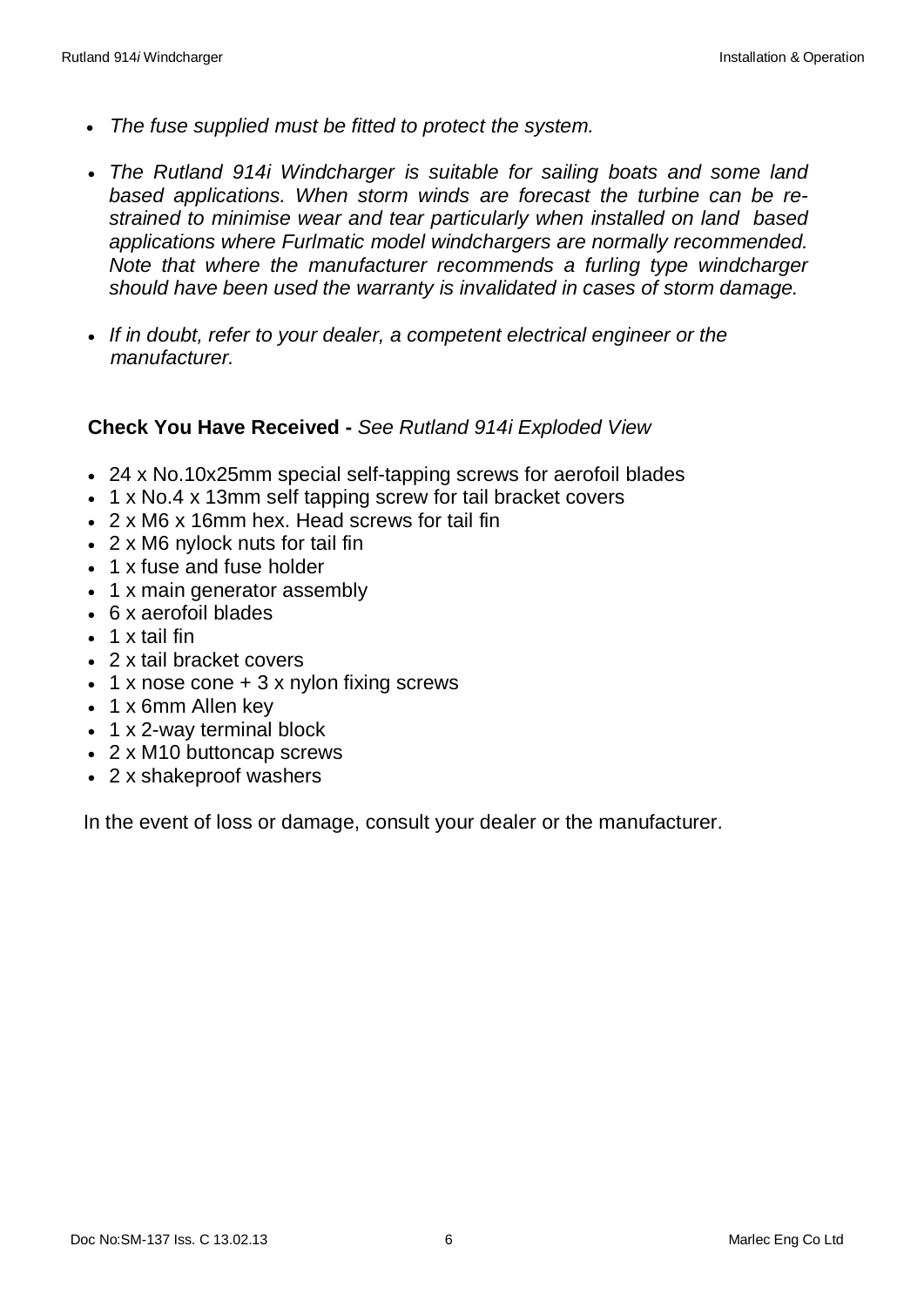- *The fuse supplied must be fitted to protect the system.*

- *The Rutland 914i Windcharger is suitable for sailing boats and some land based applications. When storm winds are forecast the turbine can be re-strained to minimise wear and tear particularly when installed on land based applications where Furlmatic model windchargers are normally recommended. Note that where the manufacturer recommends a furling type windcharger should have been used the warranty is invalidated in cases of storm damage.*

- *If in doubt, refer to your dealer, a competent electrical engineer or the manufacturer.*

**Check You Have Received -** *See Rutland 914i Exploded View*

- 24 x No.10x25mm special self-tapping screws for aerofoil blades
- 1 x No.4 x 13mm self tapping screw for tail bracket covers
- 2 x M6 x 16mm hex. Head screws for tail fin
- 2 x M6 nylock nuts for tail fin
- 1 x fuse and fuse holder
- 1 x main generator assembly
- 6 x aerofoil blades
- 1 x tail fin
- 2 x tail bracket covers
- 1 x nose cone + 3 x nylon fixing screws
- 1 x 6mm Allen key
- 1 x 2-way terminal block
- 2 x M10 buttoncap screws
- 2 x shakeproof washers

In the event of loss or damage, consult your dealer or the manufacturer.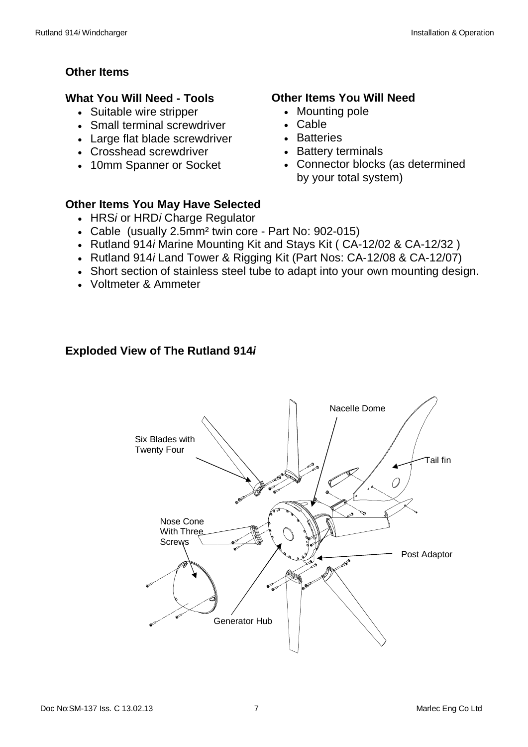## Other Items

### What You Will Need - Tools

- Suitable wire stripper
- Small terminal screwdriver
- Large flat blade screwdriver
- Crosshead screwdriver
- 10mm Spanner or Socket

### Other Items You Will Need

- Mounting pole
- Cable
- Batteries
- Battery terminals
- Connector blocks (as determined by your total system)

### Other Items You May Have Selected

- HRS*i* or HRD*i* Charge Regulator
- Cable (usually 2.5mm² twin core - Part No: 902-015)
- Rutland 914*i* Marine Mounting Kit and Stays Kit ( CA-12/02 & CA-12/32 )
- Rutland 914*i* Land Tower & Rigging Kit (Part Nos: CA-12/08 & CA-12/07)
- Short section of stainless steel tube to adapt into your own mounting design.
- Voltmeter & Ammeter

### Exploded View of The Rutland 914*i*

Six Blades with Twenty Four

Nacelle Dome

Tail fin

Nose Cone With Three Screws

Post Adaptor

Generator Hub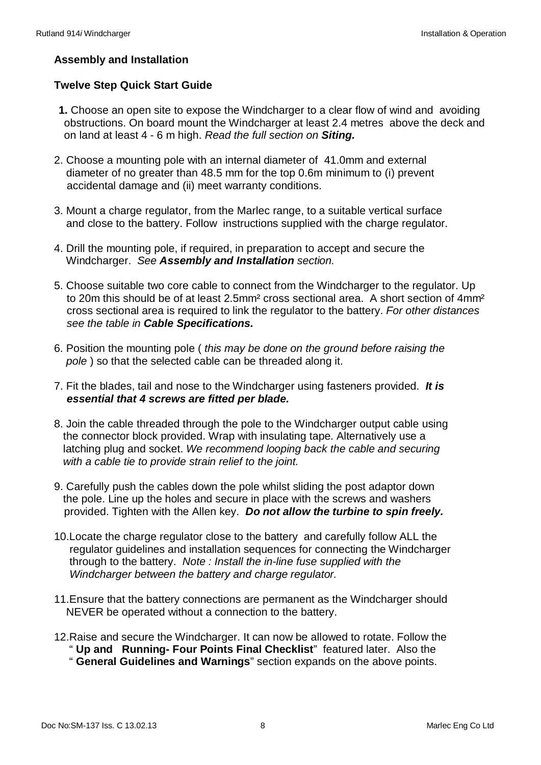## Assembly and Installation

### Twelve Step Quick Start Guide

**1.** Choose an open site to expose the Windcharger to a clear flow of wind and avoiding obstructions. On board mount the Windcharger at least 2.4 metres above the deck and on land at least 4 - 6 m high. *Read the full section on **Siting.***

2. Choose a mounting pole with an internal diameter of 41.0mm and external diameter of no greater than 48.5 mm for the top 0.6m minimum to (i) prevent accidental damage and (ii) meet warranty conditions.

3. Mount a charge regulator, from the Marlec range, to a suitable vertical surface and close to the battery. Follow instructions supplied with the charge regulator.

4. Drill the mounting pole, if required, in preparation to accept and secure the Windcharger. *See **Assembly and Installation** section.*

5. Choose suitable two core cable to connect from the Windcharger to the regulator. Up to 20m this should be of at least 2.5mm² cross sectional area. A short section of 4mm² cross sectional area is required to link the regulator to the battery. *For other distances see the table in **Cable Specifications.***

6. Position the mounting pole ( *this may be done on the ground before raising the pole* ) so that the selected cable can be threaded along it.

7. Fit the blades, tail and nose to the Windcharger using fasteners provided. ***It is essential that 4 screws are fitted per blade.***

8. Join the cable threaded through the pole to the Windcharger output cable using the connector block provided. Wrap with insulating tape. Alternatively use a latching plug and socket. *We recommend looping back the cable and securing with a cable tie to provide strain relief to the joint.*

9. Carefully push the cables down the pole whilst sliding the post adaptor down the pole. Line up the holes and secure in place with the screws and washers provided. Tighten with the Allen key. ***Do not allow the turbine to spin freely.***

10. Locate the charge regulator close to the battery and carefully follow ALL the regulator guidelines and installation sequences for connecting the Windcharger through to the battery. *Note : Install the in-line fuse supplied with the Windcharger between the battery and charge regulator.*

11. Ensure that the battery connections are permanent as the Windcharger should NEVER be operated without a connection to the battery.

12. Raise and secure the Windcharger. It can now be allowed to rotate. Follow the " **Up and Running- Four Points Final Checklist**" featured later. Also the " **General Guidelines and Warnings**" section expands on the above points.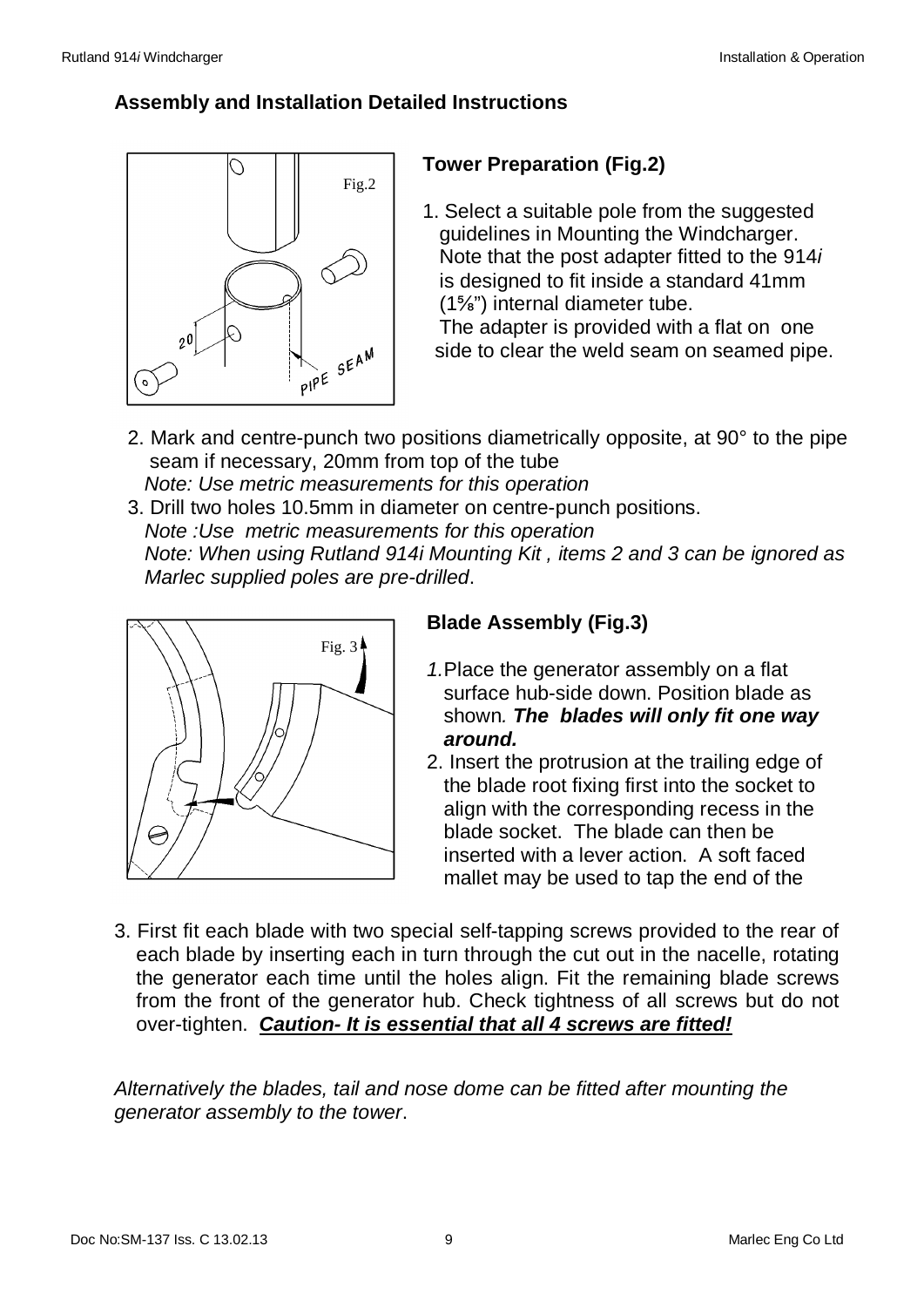## Assembly and Installation Detailed Instructions

Fig.2

20

PIPE SEAM

### Tower Preparation (Fig.2)

1. Select a suitable pole from the suggested guidelines in Mounting the Windcharger. Note that the post adapter fitted to the 914*i* is designed to fit inside a standard 41mm (1⅝") internal diameter tube. The adapter is provided with a flat on one side to clear the weld seam on seamed pipe.

2. Mark and centre-punch two positions diametrically opposite, at 90° to the pipe seam if necessary, 20mm from top of the tube
   *Note: Use metric measurements for this operation*
3. Drill two holes 10.5mm in diameter on centre-punch positions.
   *Note :Use metric measurements for this operation*
   *Note: When using Rutland 914i Mounting Kit , items 2 and 3 can be ignored as Marlec supplied poles are pre-drilled*.

Fig. 3

### Blade Assembly (Fig.3)

1. Place the generator assembly on a flat surface hub-side down. Position blade as shown. ***The blades will only fit one way around.***
2. Insert the protrusion at the trailing edge of the blade root fixing first into the socket to align with the corresponding recess in the blade socket. The blade can then be inserted with a lever action. A soft faced mallet may be used to tap the end of the

3. First fit each blade with two special self-tapping screws provided to the rear of each blade by inserting each in turn through the cut out in the nacelle, rotating the generator each time until the holes align. Fit the remaining blade screws from the front of the generator hub. Check tightness of all screws but do not over-tighten. ***Caution- It is essential that all 4 screws are fitted!***

*Alternatively the blades, tail and nose dome can be fitted after mounting the generator assembly to the tower*.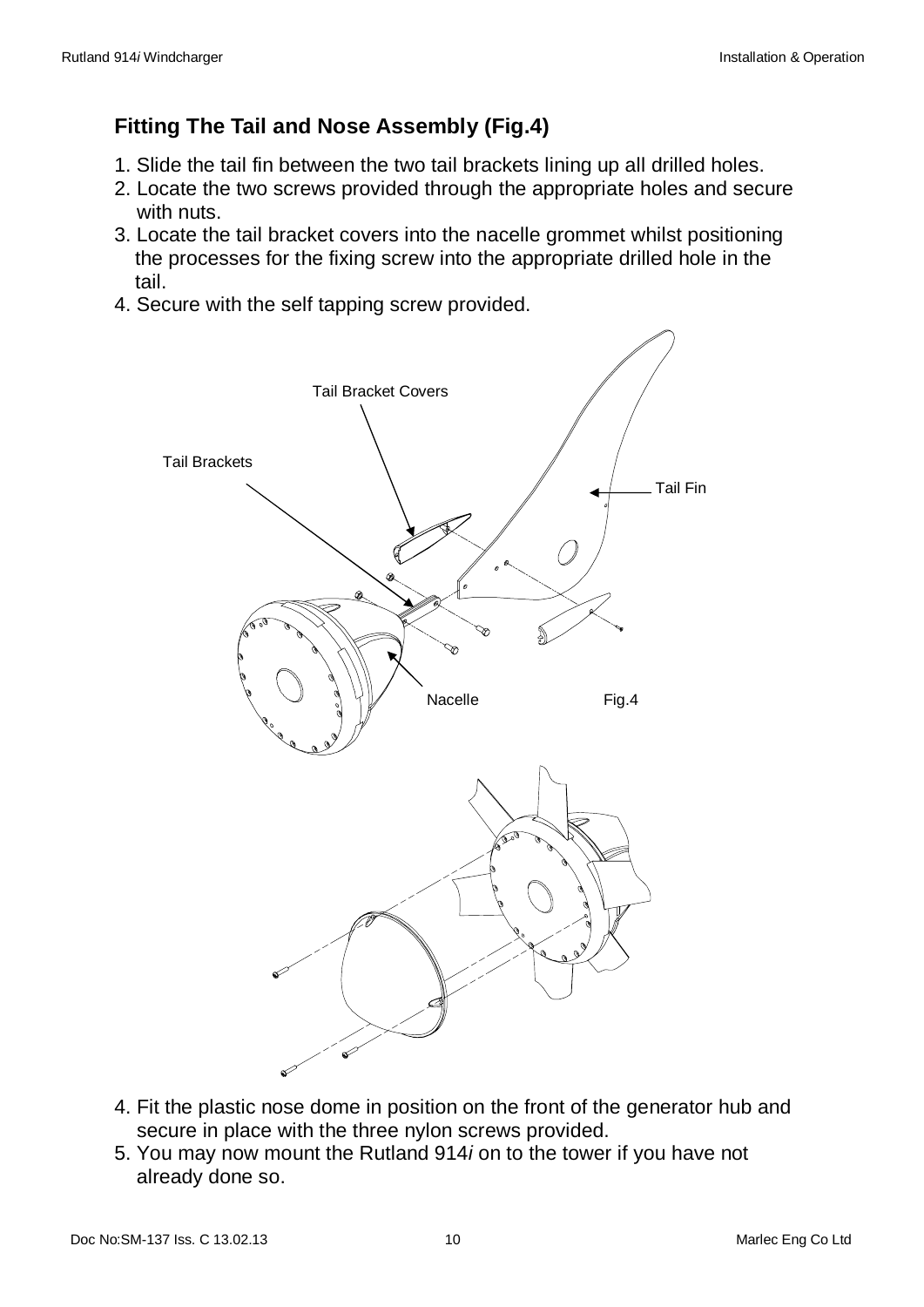## Fitting The Tail and Nose Assembly (Fig.4)

1. Slide the tail fin between the two tail brackets lining up all drilled holes.
2. Locate the two screws provided through the appropriate holes and secure with nuts.
3. Locate the tail bracket covers into the nacelle grommet whilst positioning the processes for the fixing screw into the appropriate drilled hole in the tail.
4. Secure with the self tapping screw provided.

Tail Bracket Covers

Tail Brackets

Tail Fin

Nacelle

Fig.4

4. Fit the plastic nose dome in position on the front of the generator hub and secure in place with the three nylon screws provided.
5. You may now mount the Rutland 914*i* on to the tower if you have not already done so.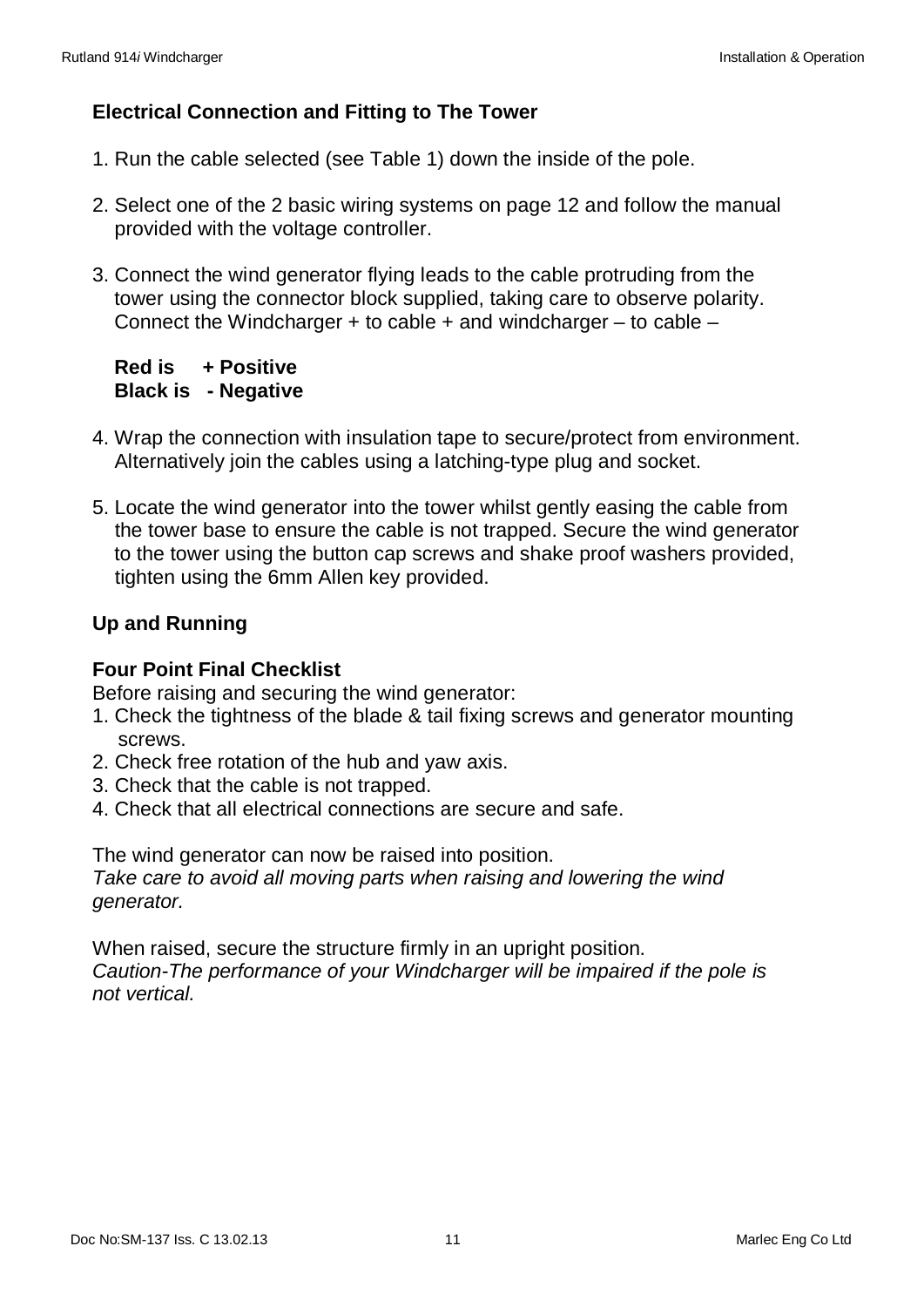## Electrical Connection and Fitting to The Tower

1. Run the cable selected (see Table 1) down the inside of the pole.

2. Select one of the 2 basic wiring systems on page 12 and follow the manual provided with the voltage controller.

3. Connect the wind generator flying leads to the cable protruding from the tower using the connector block supplied, taking care to observe polarity. Connect the Windcharger + to cable + and windcharger – to cable –

   **Red is + Positive**
   **Black is - Negative**

4. Wrap the connection with insulation tape to secure/protect from environment. Alternatively join the cables using a latching-type plug and socket.

5. Locate the wind generator into the tower whilst gently easing the cable from the tower base to ensure the cable is not trapped. Secure the wind generator to the tower using the button cap screws and shake proof washers provided, tighten using the 6mm Allen key provided.

## Up and Running

### Four Point Final Checklist

Before raising and securing the wind generator:

1. Check the tightness of the blade & tail fixing screws and generator mounting screws.
2. Check free rotation of the hub and yaw axis.
3. Check that the cable is not trapped.
4. Check that all electrical connections are secure and safe.

The wind generator can now be raised into position.
*Take care to avoid all moving parts when raising and lowering the wind generator.*

When raised, secure the structure firmly in an upright position.
*Caution-The performance of your Windcharger will be impaired if the pole is not vertical.*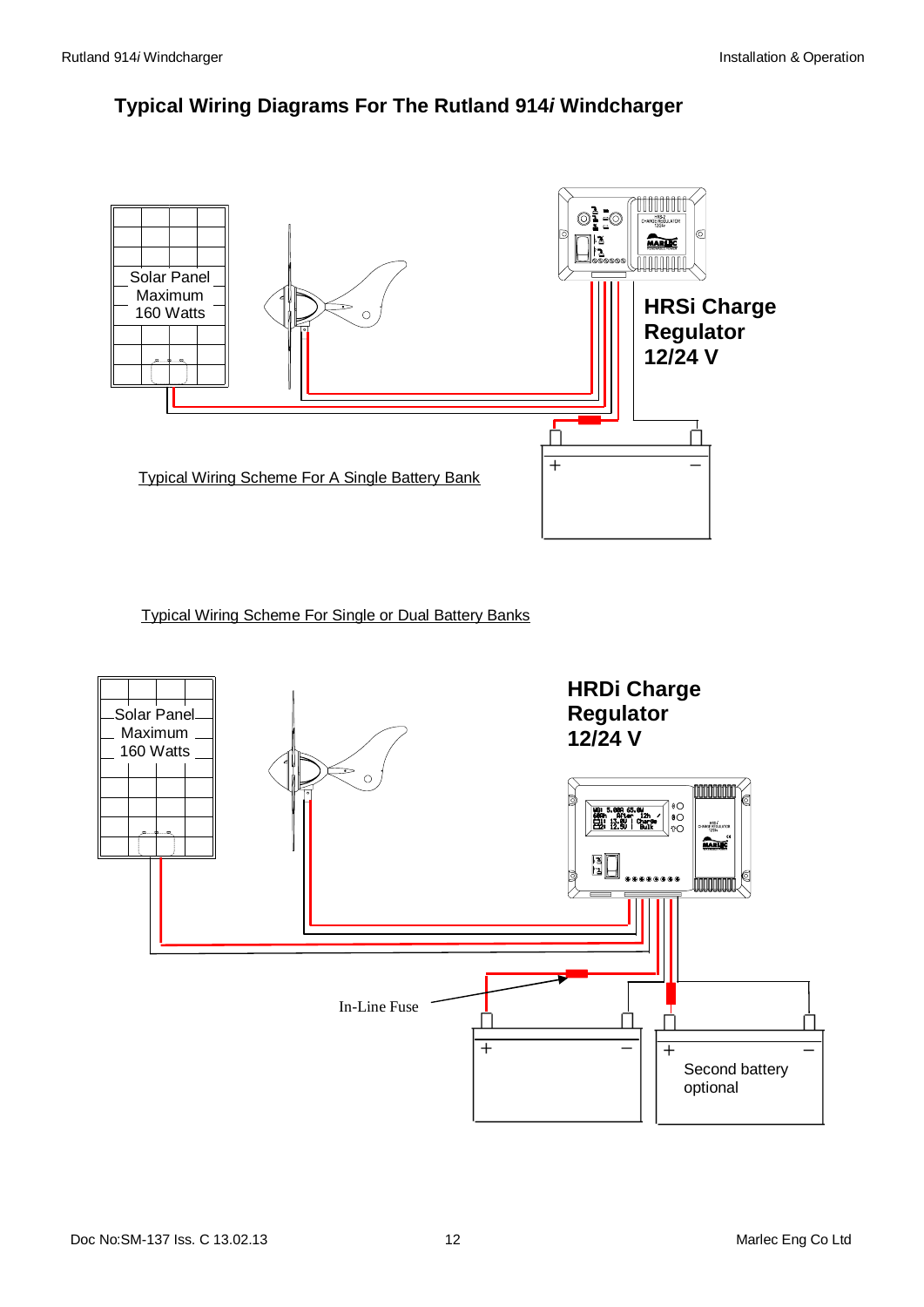## Typical Wiring Diagrams For The Rutland 914*i* Windcharger

Solar Panel
Maximum
160 Watts

HRSi Charge
Regulator
12/24 V

+
−

Typical Wiring Scheme For A Single Battery Bank

Typical Wiring Scheme For Single or Dual Battery Banks

Solar Panel
Maximum
160 Watts

HRDi Charge
Regulator
12/24 V

In-Line Fuse

+
−

+
−
Second battery
optional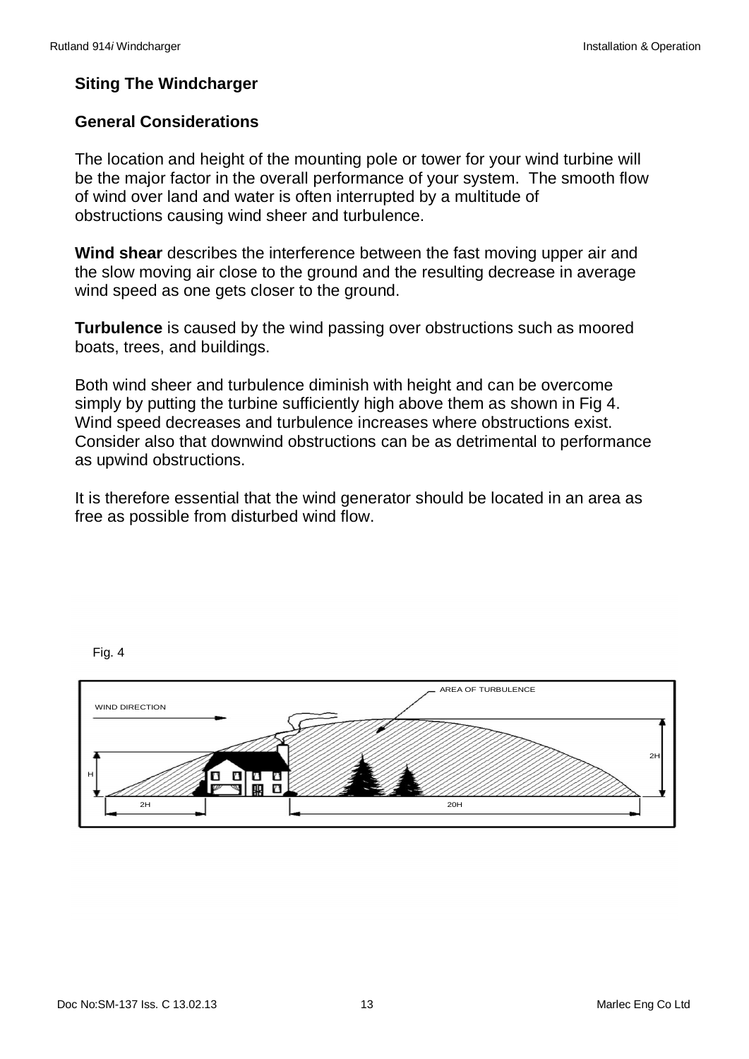## Siting The Windcharger

### General Considerations

The location and height of the mounting pole or tower for your wind turbine will be the major factor in the overall performance of your system. The smooth flow of wind over land and water is often interrupted by a multitude of obstructions causing wind sheer and turbulence.

**Wind shear** describes the interference between the fast moving upper air and the slow moving air close to the ground and the resulting decrease in average wind speed as one gets closer to the ground.

**Turbulence** is caused by the wind passing over obstructions such as moored boats, trees, and buildings.

Both wind sheer and turbulence diminish with height and can be overcome simply by putting the turbine sufficiently high above them as shown in Fig 4. Wind speed decreases and turbulence increases where obstructions exist. Consider also that downwind obstructions can be as detrimental to performance as upwind obstructions.

It is therefore essential that the wind generator should be located in an area as free as possible from disturbed wind flow.

Fig. 4

AREA OF TURBULENCE
WIND DIRECTION
H
2H
2H
20H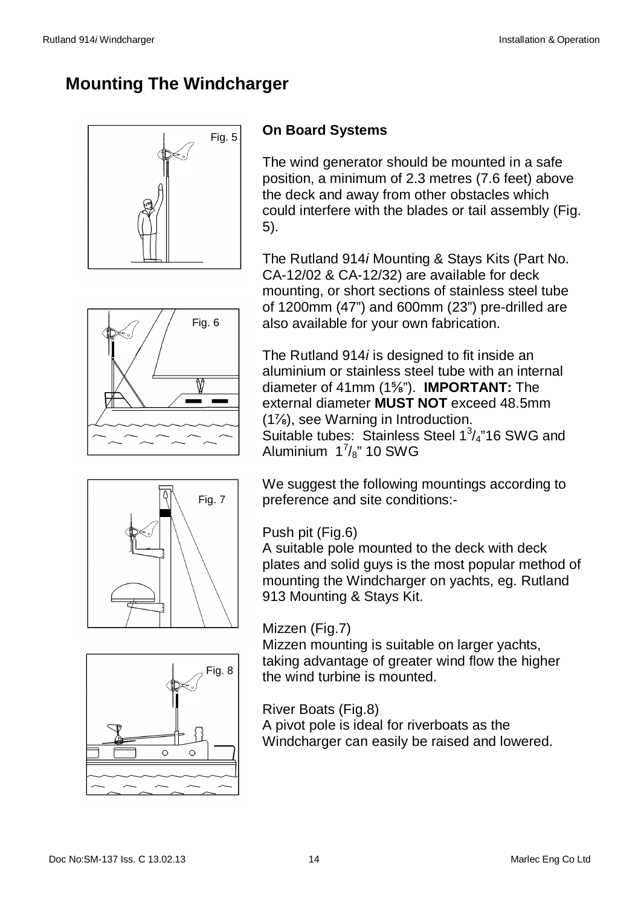# Mounting The Windcharger

Fig. 5

Fig. 6

Fig. 7

Fig. 8

**On Board Systems**

The wind generator should be mounted in a safe position, a minimum of 2.3 metres (7.6 feet) above the deck and away from other obstacles which could interfere with the blades or tail assembly (Fig. 5).

The Rutland 914*i* Mounting & Stays Kits (Part No. CA-12/02 & CA-12/32) are available for deck mounting, or short sections of stainless steel tube of 1200mm (47") and 600mm (23") pre-drilled are also available for your own fabrication.

The Rutland 914*i* is designed to fit inside an aluminium or stainless steel tube with an internal diameter of 41mm (1⅝"). **IMPORTANT:** The external diameter **MUST NOT** exceed 48.5mm (1⅞), see Warning in Introduction.
Suitable tubes: Stainless Steel 1$^3/_4$"16 SWG and Aluminium 1$^7/_8$" 10 SWG

We suggest the following mountings according to preference and site conditions:-

Push pit (Fig.6)
A suitable pole mounted to the deck with deck plates and solid guys is the most popular method of mounting the Windcharger on yachts, eg. Rutland 913 Mounting & Stays Kit.

Mizzen (Fig.7)
Mizzen mounting is suitable on larger yachts, taking advantage of greater wind flow the higher the wind turbine is mounted.

River Boats (Fig.8)
A pivot pole is ideal for riverboats as the Windcharger can easily be raised and lowered.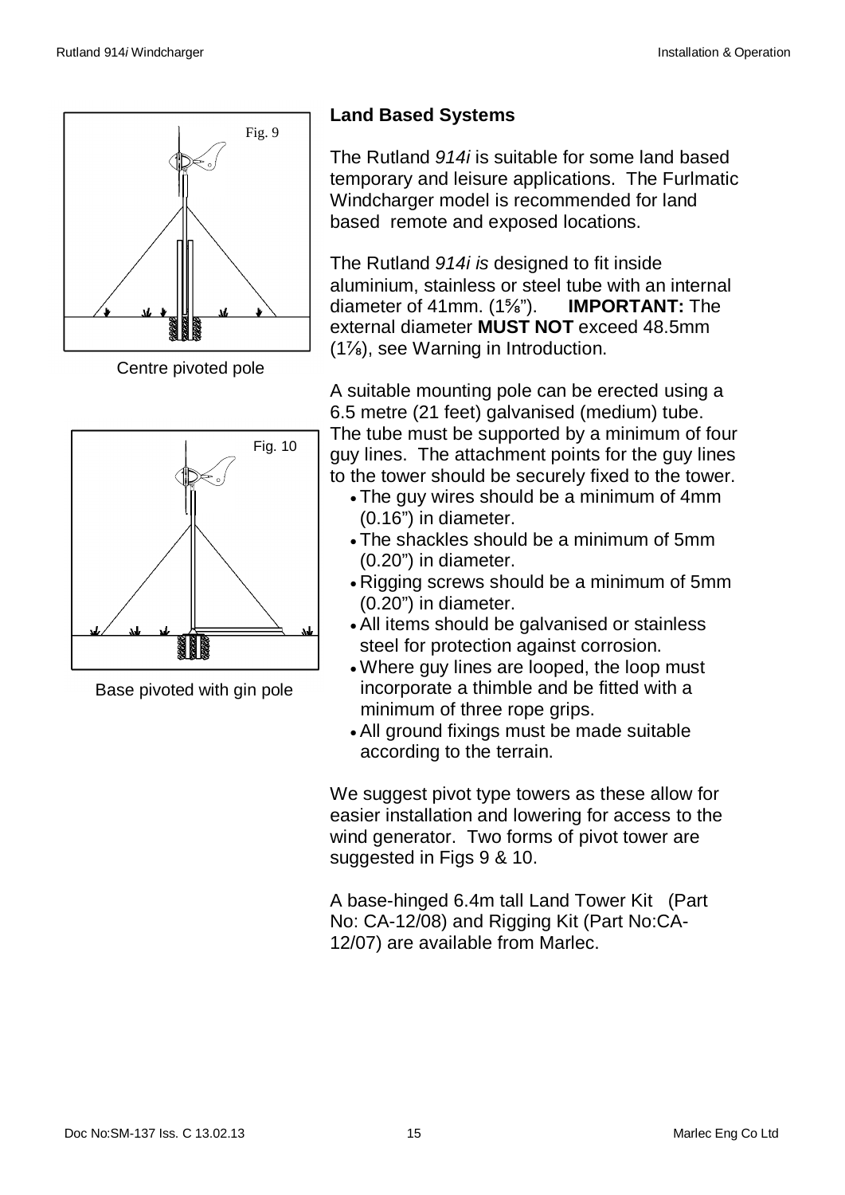Fig. 9

Centre pivoted pole

Fig. 10

Base pivoted with gin pole

## Land Based Systems

The Rutland *914i* is suitable for some land based temporary and leisure applications. The Furlmatic Windcharger model is recommended for land based remote and exposed locations.

The Rutland *914i is* designed to fit inside aluminium, stainless or steel tube with an internal diameter of 41mm. (1⅝"). **IMPORTANT:** The external diameter **MUST NOT** exceed 48.5mm (1⅞), see Warning in Introduction.

A suitable mounting pole can be erected using a 6.5 metre (21 feet) galvanised (medium) tube. The tube must be supported by a minimum of four guy lines. The attachment points for the guy lines to the tower should be securely fixed to the tower.

- The guy wires should be a minimum of 4mm (0.16") in diameter.
- The shackles should be a minimum of 5mm (0.20") in diameter.
- Rigging screws should be a minimum of 5mm (0.20") in diameter.
- All items should be galvanised or stainless steel for protection against corrosion.
- Where guy lines are looped, the loop must incorporate a thimble and be fitted with a minimum of three rope grips.
- All ground fixings must be made suitable according to the terrain.

We suggest pivot type towers as these allow for easier installation and lowering for access to the wind generator. Two forms of pivot tower are suggested in Figs 9 & 10.

A base-hinged 6.4m tall Land Tower Kit (Part No: CA-12/08) and Rigging Kit (Part No:CA-12/07) are available from Marlec.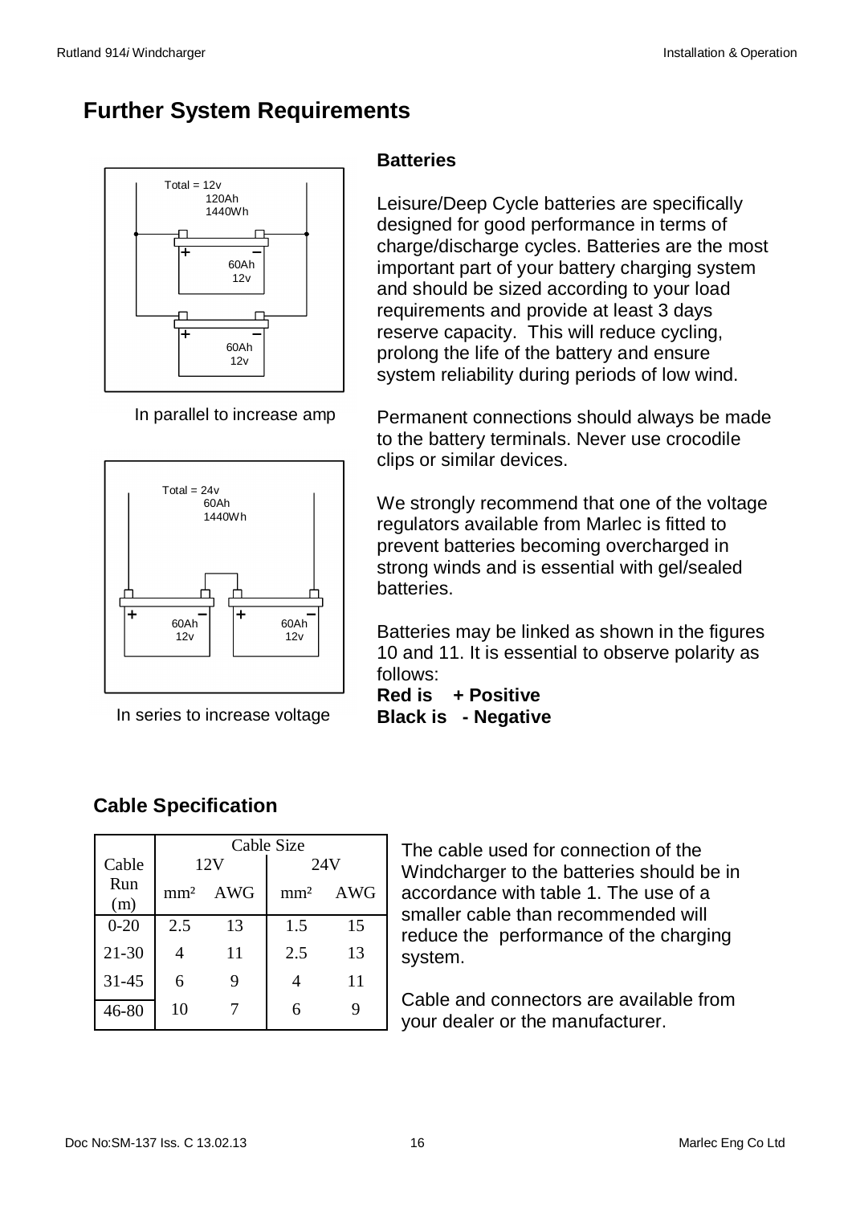# Further System Requirements

Total = 12v
120Ah
1440Wh

60Ah
12v

60Ah
12v

In parallel to increase amp

Total = 24v
60Ah
1440Wh

60Ah
12v

60Ah
12v

In series to increase voltage

### Batteries

Leisure/Deep Cycle batteries are specifically designed for good performance in terms of charge/discharge cycles. Batteries are the most important part of your battery charging system and should be sized according to your load requirements and provide at least 3 days reserve capacity. This will reduce cycling, prolong the life of the battery and ensure system reliability during periods of low wind.

Permanent connections should always be made to the battery terminals. Never use crocodile clips or similar devices.

We strongly recommend that one of the voltage regulators available from Marlec is fitted to prevent batteries becoming overcharged in strong winds and is essential with gel/sealed batteries.

Batteries may be linked as shown in the figures 10 and 11. It is essential to observe polarity as follows:

**Red is + Positive**
**Black is - Negative**

## Cable Specification

| Cable Run (m) | Cable Size | | | |
|---|---|---|---|---|
| | 12V | | 24V | |
| | mm² | AWG | mm² | AWG |
| 0-20 | 2.5 | 13 | 1.5 | 15 |
| 21-30 | 4 | 11 | 2.5 | 13 |
| 31-45 | 6 | 9 | 4 | 11 |
| 46-80 | 10 | 7 | 6 | 9 |

The cable used for connection of the Windcharger to the batteries should be in accordance with table 1. The use of a smaller cable than recommended will reduce the performance of the charging system.

Cable and connectors are available from your dealer or the manufacturer.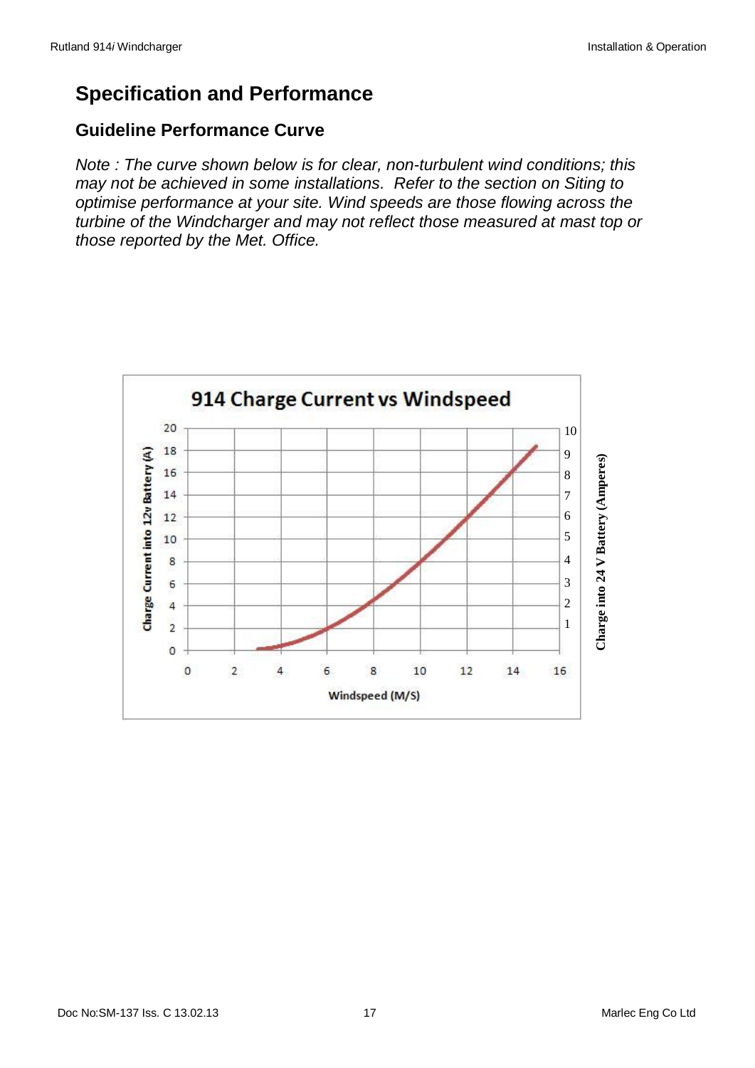## Specification and Performance

### Guideline Performance Curve

*Note : The curve shown below is for clear, non-turbulent wind conditions; this may not be achieved in some installations. Refer to the section on Siting to optimise performance at your site. Wind speeds are those flowing across the turbine of the Windcharger and may not reflect those measured at mast top or those reported by the Met. Office.*

914 Charge Current vs Windspeed

Charge Current into 12v Battery (A)

20
18
16
14
12
10
8
6
4
2
0

Charge into 24 V Battery (Amperes)

10
9
8
7
6
5
4
3
2
1

0 2 4 6 8 10 12 14 16

Windspeed (M/S)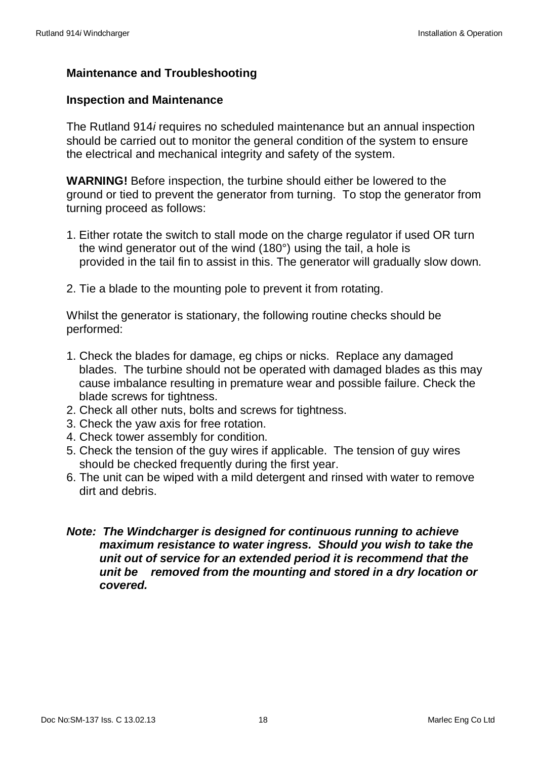## Maintenance and Troubleshooting

### Inspection and Maintenance

The Rutland 914*i* requires no scheduled maintenance but an annual inspection should be carried out to monitor the general condition of the system to ensure the electrical and mechanical integrity and safety of the system.

**WARNING!** Before inspection, the turbine should either be lowered to the ground or tied to prevent the generator from turning. To stop the generator from turning proceed as follows:

1. Either rotate the switch to stall mode on the charge regulator if used OR turn the wind generator out of the wind (180°) using the tail, a hole is provided in the tail fin to assist in this. The generator will gradually slow down.

2. Tie a blade to the mounting pole to prevent it from rotating.

Whilst the generator is stationary, the following routine checks should be performed:

1. Check the blades for damage, eg chips or nicks. Replace any damaged blades. The turbine should not be operated with damaged blades as this may cause imbalance resulting in premature wear and possible failure. Check the blade screws for tightness.
2. Check all other nuts, bolts and screws for tightness.
3. Check the yaw axis for free rotation.
4. Check tower assembly for condition.
5. Check the tension of the guy wires if applicable. The tension of guy wires should be checked frequently during the first year.
6. The unit can be wiped with a mild detergent and rinsed with water to remove dirt and debris.

***Note: The Windcharger is designed for continuous running to achieve maximum resistance to water ingress. Should you wish to take the unit out of service for an extended period it is recommend that the unit be removed from the mounting and stored in a dry location or covered.***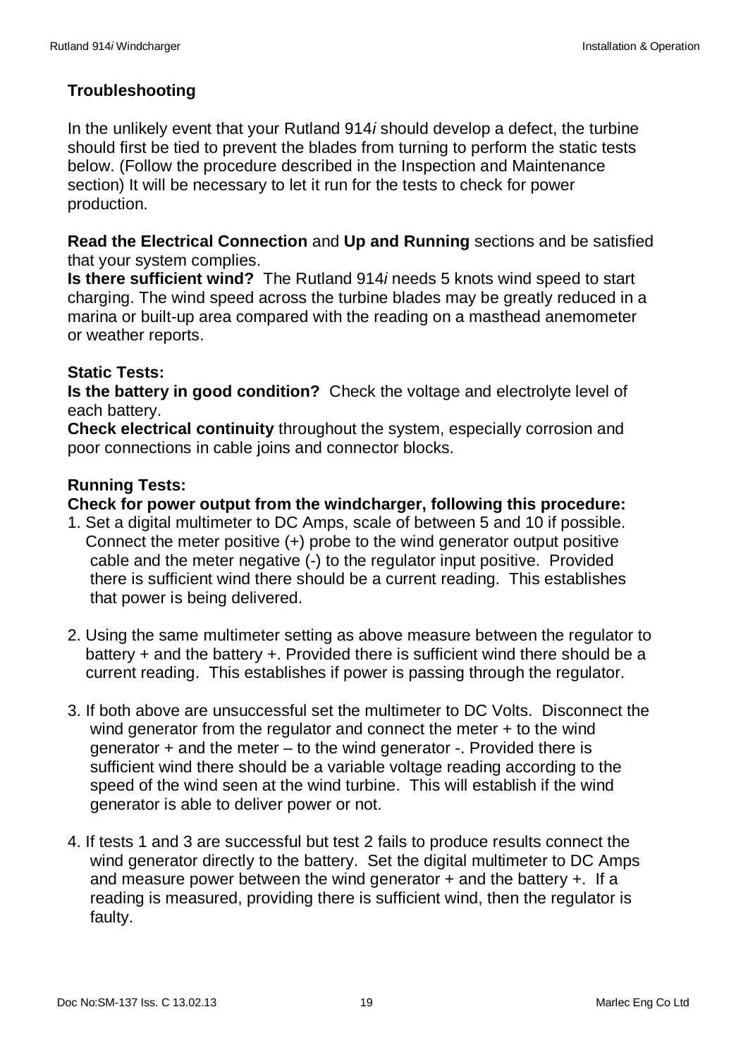## Troubleshooting

In the unlikely event that your Rutland 914*i* should develop a defect, the turbine should first be tied to prevent the blades from turning to perform the static tests below. (Follow the procedure described in the Inspection and Maintenance section) It will be necessary to let it run for the tests to check for power production.

**Read the Electrical Connection** and **Up and Running** sections and be satisfied that your system complies.
**Is there sufficient wind?** The Rutland 914*i* needs 5 knots wind speed to start charging. The wind speed across the turbine blades may be greatly reduced in a marina or built-up area compared with the reading on a masthead anemometer or weather reports.

**Static Tests:**
**Is the battery in good condition?** Check the voltage and electrolyte level of each battery.
**Check electrical continuity** throughout the system, especially corrosion and poor connections in cable joins and connector blocks.

**Running Tests:**
**Check for power output from the windcharger, following this procedure:**

1. Set a digital multimeter to DC Amps, scale of between 5 and 10 if possible. Connect the meter positive (+) probe to the wind generator output positive cable and the meter negative (-) to the regulator input positive. Provided there is sufficient wind there should be a current reading. This establishes that power is being delivered.

2. Using the same multimeter setting as above measure between the regulator to battery + and the battery +. Provided there is sufficient wind there should be a current reading. This establishes if power is passing through the regulator.

3. If both above are unsuccessful set the multimeter to DC Volts. Disconnect the wind generator from the regulator and connect the meter + to the wind generator + and the meter – to the wind generator -. Provided there is sufficient wind there should be a variable voltage reading according to the speed of the wind seen at the wind turbine. This will establish if the wind generator is able to deliver power or not.

4. If tests 1 and 3 are successful but test 2 fails to produce results connect the wind generator directly to the battery. Set the digital multimeter to DC Amps and measure power between the wind generator + and the battery +. If a reading is measured, providing there is sufficient wind, then the regulator is faulty.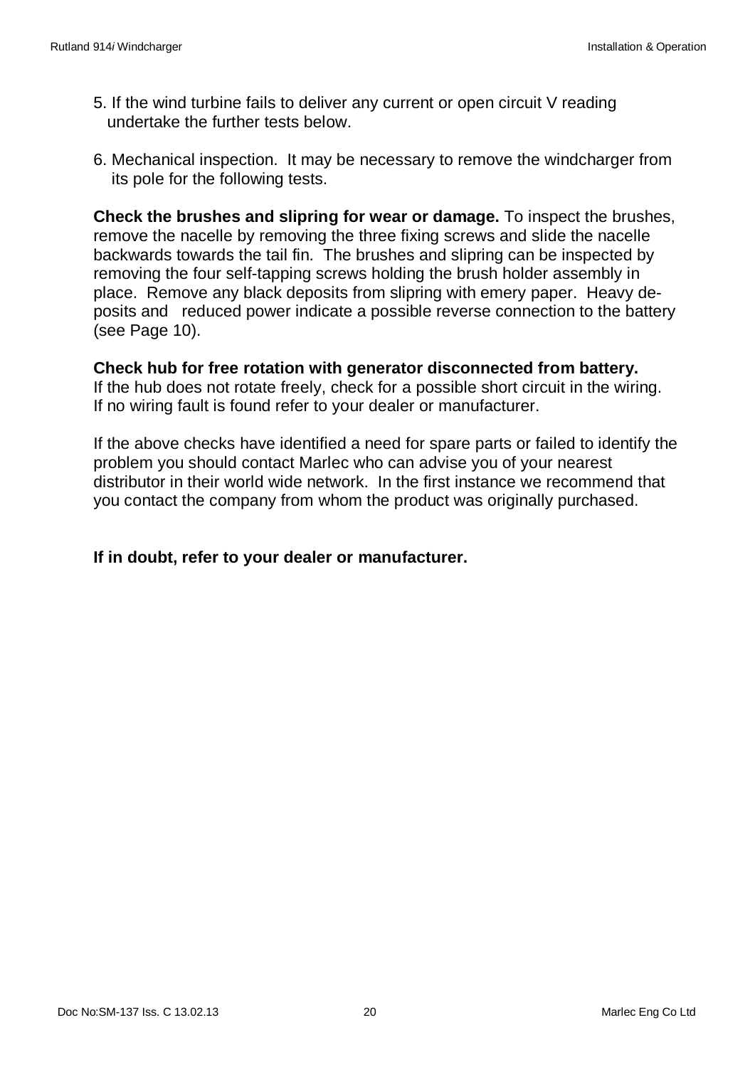5. If the wind turbine fails to deliver any current or open circuit V reading undertake the further tests below.

6. Mechanical inspection.  It may be necessary to remove the windcharger from its pole for the following tests.

**Check the brushes and slipring for wear or damage.** To inspect the brushes, remove the nacelle by removing the three fixing screws and slide the nacelle backwards towards the tail fin.  The brushes and slipring can be inspected by removing the four self-tapping screws holding the brush holder assembly in place.  Remove any black deposits from slipring with emery paper.  Heavy deposits and reduced power indicate a possible reverse connection to the battery (see Page 10).

**Check hub for free rotation with generator disconnected from battery.** If the hub does not rotate freely, check for a possible short circuit in the wiring. If no wiring fault is found refer to your dealer or manufacturer.

If the above checks have identified a need for spare parts or failed to identify the problem you should contact Marlec who can advise you of your nearest distributor in their world wide network.  In the first instance we recommend that you contact the company from whom the product was originally purchased.

**If in doubt, refer to your dealer or manufacturer.**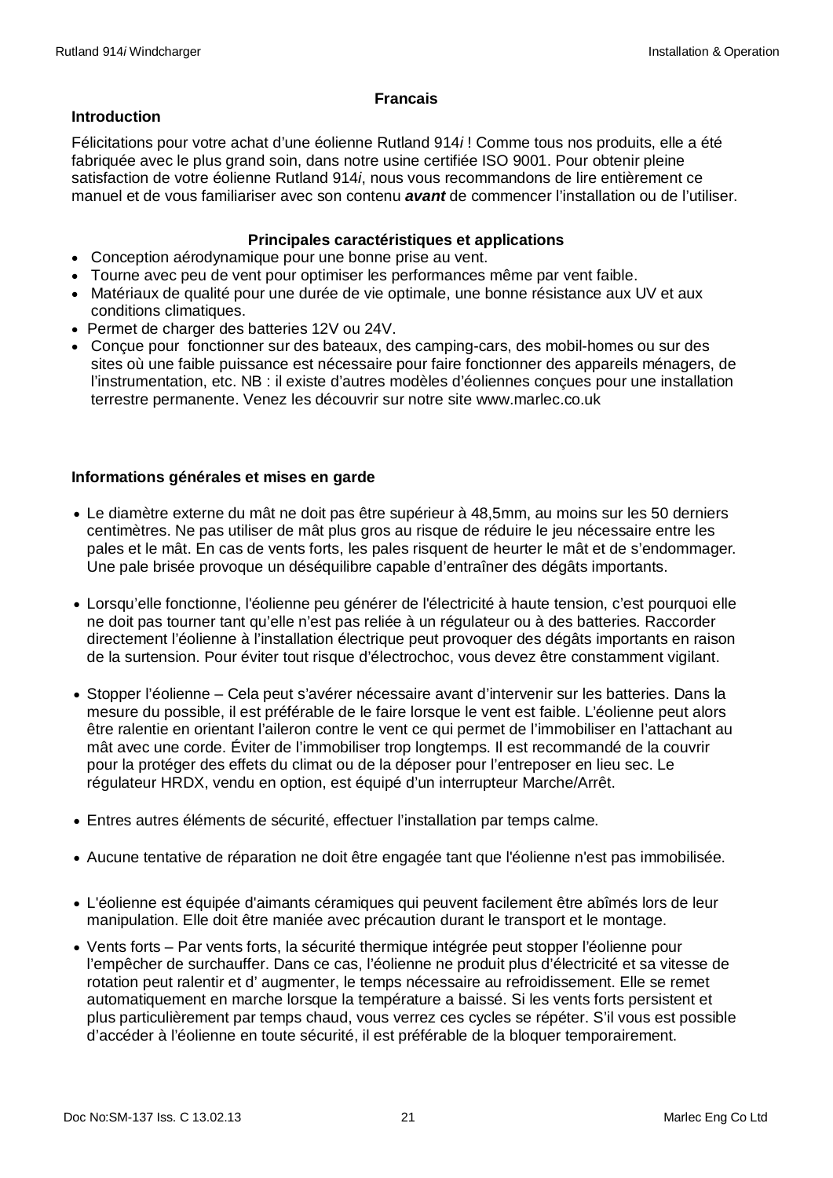## Francais

### Introduction

Félicitations pour votre achat d’une éolienne Rutland 914*i* ! Comme tous nos produits, elle a été fabriquée avec le plus grand soin, dans notre usine certifiée ISO 9001. Pour obtenir pleine satisfaction de votre éolienne Rutland 914*i*, nous vous recommandons de lire entièrement ce manuel et de vous familiariser avec son contenu ***avant*** de commencer l’installation ou de l’utiliser.

### Principales caractéristiques et applications

- Conception aérodynamique pour une bonne prise au vent.
- Tourne avec peu de vent pour optimiser les performances même par vent faible.
- Matériaux de qualité pour une durée de vie optimale, une bonne résistance aux UV et aux conditions climatiques.
- Permet de charger des batteries 12V ou 24V.
- Conçue pour fonctionner sur des bateaux, des camping-cars, des mobil-homes ou sur des sites où une faible puissance est nécessaire pour faire fonctionner des appareils ménagers, de l’instrumentation, etc. NB : il existe d’autres modèles d’éoliennes conçues pour une installation terrestre permanente. Venez les découvrir sur notre site www.marlec.co.uk

### Informations générales et mises en garde

- Le diamètre externe du mât ne doit pas être supérieur à 48,5mm, au moins sur les 50 derniers centimètres. Ne pas utiliser de mât plus gros au risque de réduire le jeu nécessaire entre les pales et le mât. En cas de vents forts, les pales risquent de heurter le mât et de s’endommager. Une pale brisée provoque un déséquilibre capable d’entraîner des dégâts importants.

- Lorsqu’elle fonctionne, l'éolienne peu générer de l'électricité à haute tension, c’est pourquoi elle ne doit pas tourner tant qu’elle n’est pas reliée à un régulateur ou à des batteries. Raccorder directement l’éolienne à l’installation électrique peut provoquer des dégâts importants en raison de la surtension. Pour éviter tout risque d’électrochoc, vous devez être constamment vigilant.

- Stopper l’éolienne – Cela peut s’avérer nécessaire avant d’intervenir sur les batteries. Dans la mesure du possible, il est préférable de le faire lorsque le vent est faible. L’éolienne peut alors être ralentie en orientant l’aileron contre le vent ce qui permet de l’immobiliser en l’attachant au mât avec une corde. Éviter de l’immobiliser trop longtemps. Il est recommandé de la couvrir pour la protéger des effets du climat ou de la déposer pour l’entreposer en lieu sec. Le régulateur HRDX, vendu en option, est équipé d’un interrupteur Marche/Arrêt.

- Entres autres éléments de sécurité, effectuer l’installation par temps calme.

- Aucune tentative de réparation ne doit être engagée tant que l'éolienne n'est pas immobilisée.

- L'éolienne est équipée d'aimants céramiques qui peuvent facilement être abîmés lors de leur manipulation. Elle doit être maniée avec précaution durant le transport et le montage.

- Vents forts – Par vents forts, la sécurité thermique intégrée peut stopper l’éolienne pour l’empêcher de surchauffer. Dans ce cas, l’éolienne ne produit plus d’électricité et sa vitesse de rotation peut ralentir et d’ augmenter, le temps nécessaire au refroidissement. Elle se remet automatiquement en marche lorsque la température a baissé. Si les vents forts persistent et plus particulièrement par temps chaud, vous verrez ces cycles se répéter. S’il vous est possible d’accéder à l’éolienne en toute sécurité, il est préférable de la bloquer temporairement.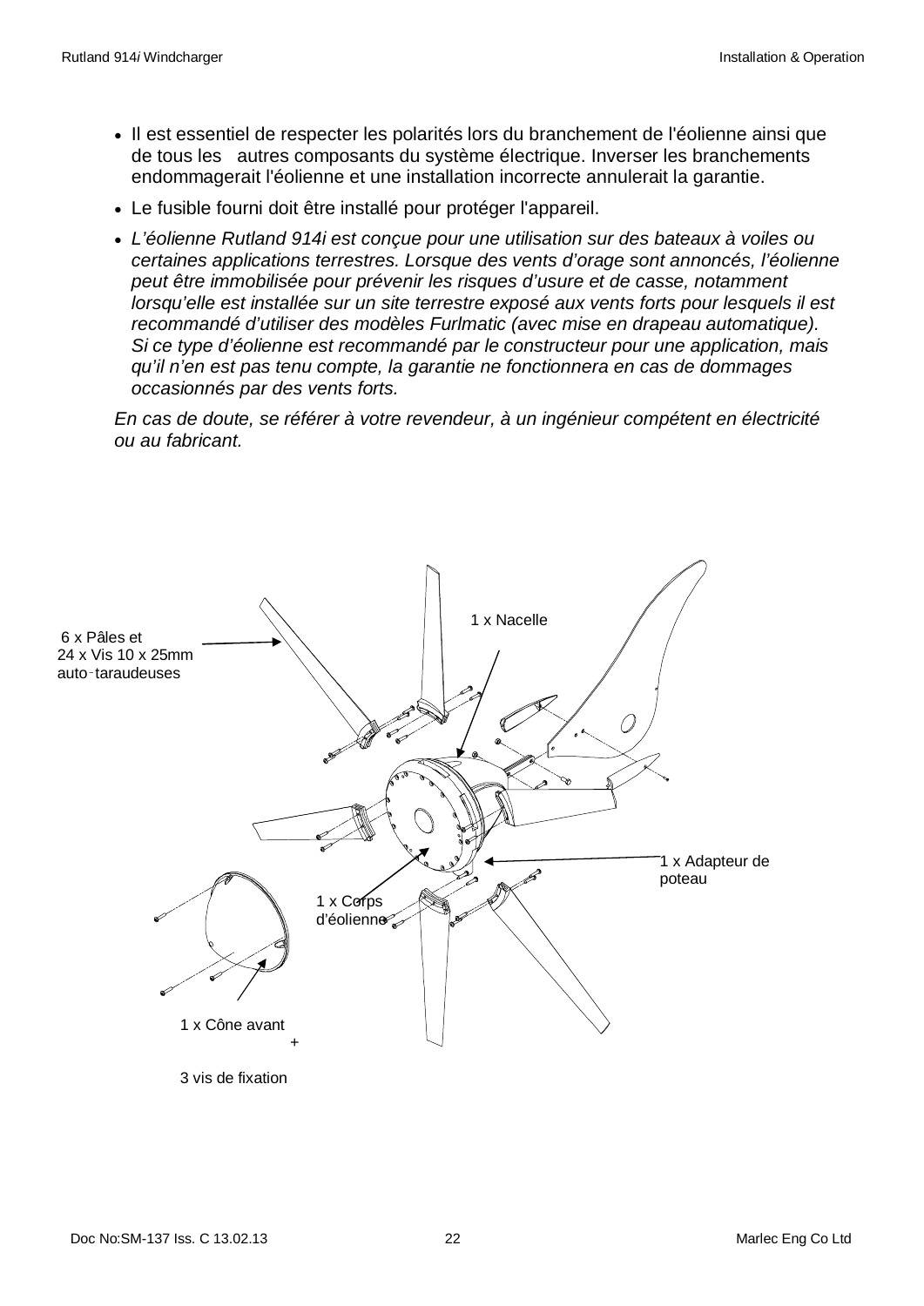- Il est essentiel de respecter les polarités lors du branchement de l'éolienne ainsi que de tous les autres composants du système électrique. Inverser les branchements endommagerait l'éolienne et une installation incorrecte annulerait la garantie.
- Le fusible fourni doit être installé pour protéger l'appareil.
- *L'éolienne Rutland 914i est conçue pour une utilisation sur des bateaux à voiles ou certaines applications terrestres. Lorsque des vents d'orage sont annoncés, l'éolienne peut être immobilisée pour prévenir les risques d'usure et de casse, notamment lorsqu'elle est installée sur un site terrestre exposé aux vents forts pour lesquels il est recommandé d'utiliser des modèles Furlmatic (avec mise en drapeau automatique). Si ce type d'éolienne est recommandé par le constructeur pour une application, mais qu'il n'en est pas tenu compte, la garantie ne fonctionnera en cas de dommages occasionnés par des vents forts.*

*En cas de doute, se référer à votre revendeur, à un ingénieur compétent en électricité ou au fabricant.*

6 x Pâles et
24 x Vis 10 x 25mm
auto-taraudeuses

1 x Nacelle

1 x Adapteur de poteau

1 x Corps d'éolienne

1 x Cône avant
+
3 vis de fixation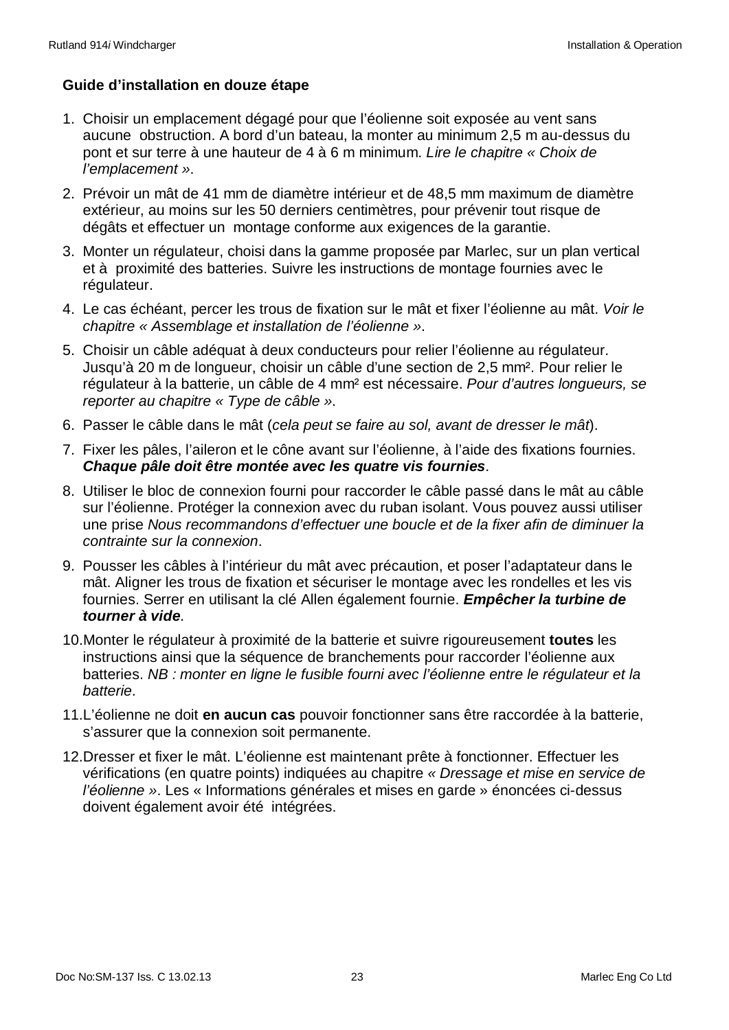**Guide d’installation en douze étape**

1. Choisir un emplacement dégagé pour que l’éolienne soit exposée au vent sans aucune obstruction. A bord d’un bateau, la monter au minimum 2,5 m au-dessus du pont et sur terre à une hauteur de 4 à 6 m minimum. *Lire le chapitre « Choix de l’emplacement »*.
2. Prévoir un mât de 41 mm de diamètre intérieur et de 48,5 mm maximum de diamètre extérieur, au moins sur les 50 derniers centimètres, pour prévenir tout risque de dégâts et effectuer un montage conforme aux exigences de la garantie.
3. Monter un régulateur, choisi dans la gamme proposée par Marlec, sur un plan vertical et à proximité des batteries. Suivre les instructions de montage fournies avec le régulateur.
4. Le cas échéant, percer les trous de fixation sur le mât et fixer l’éolienne au mât. *Voir le chapitre « Assemblage et installation de l’éolienne »*.
5. Choisir un câble adéquat à deux conducteurs pour relier l’éolienne au régulateur. Jusqu’à 20 m de longueur, choisir un câble d’une section de 2,5 mm². Pour relier le régulateur à la batterie, un câble de 4 mm² est nécessaire. *Pour d’autres longueurs, se reporter au chapitre « Type de câble »*.
6. Passer le câble dans le mât (*cela peut se faire au sol, avant de dresser le mât*).
7. Fixer les pâles, l’aileron et le cône avant sur l’éolienne, à l’aide des fixations fournies. ***Chaque pâle doit être montée avec les quatre vis fournies***.
8. Utiliser le bloc de connexion fourni pour raccorder le câble passé dans le mât au câble sur l’éolienne. Protéger la connexion avec du ruban isolant. Vous pouvez aussi utiliser une prise *Nous recommandons d’effectuer une boucle et de la fixer afin de diminuer la contrainte sur la connexion*.
9. Pousser les câbles à l’intérieur du mât avec précaution, et poser l’adaptateur dans le mât. Aligner les trous de fixation et sécuriser le montage avec les rondelles et les vis fournies. Serrer en utilisant la clé Allen également fournie. ***Empêcher la turbine de tourner à vide***.
10. Monter le régulateur à proximité de la batterie et suivre rigoureusement **toutes** les instructions ainsi que la séquence de branchements pour raccorder l’éolienne aux batteries. *NB : monter en ligne le fusible fourni avec l’éolienne entre le régulateur et la batterie*.
11. L’éolienne ne doit **en aucun cas** pouvoir fonctionner sans être raccordée à la batterie, s’assurer que la connexion soit permanente.
12. Dresser et fixer le mât. L’éolienne est maintenant prête à fonctionner. Effectuer les vérifications (en quatre points) indiquées au chapitre *« Dressage et mise en service de l’éolienne »*. Les « Informations générales et mises en garde » énoncées ci-dessus doivent également avoir été intégrées.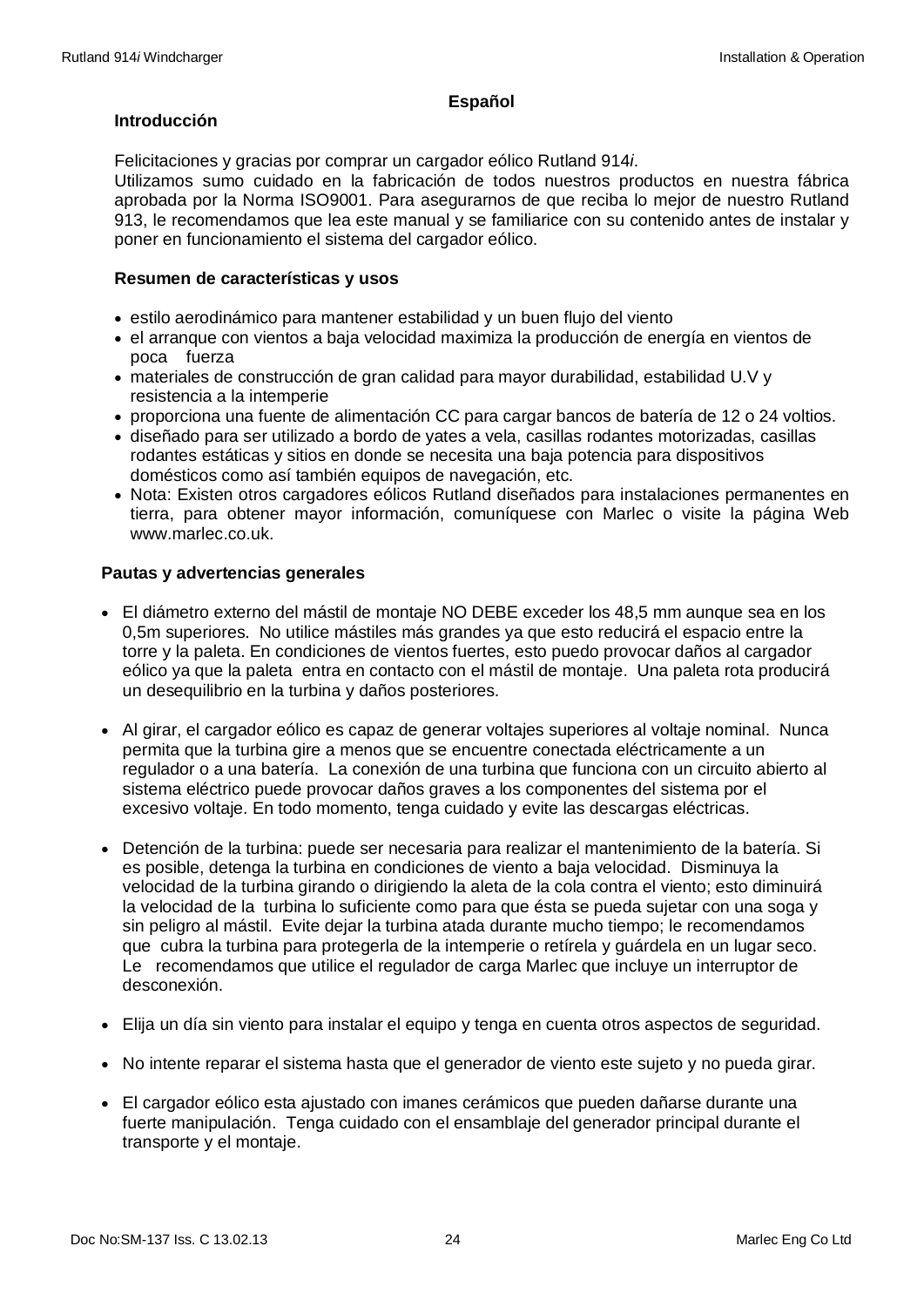# Español

## Introducción

Felicitaciones y gracias por comprar un cargador eólico Rutland 914*i*.
Utilizamos sumo cuidado en la fabricación de todos nuestros productos en nuestra fábrica aprobada por la Norma ISO9001. Para asegurarnos de que reciba lo mejor de nuestro Rutland 913, le recomendamos que lea este manual y se familiarice con su contenido antes de instalar y poner en funcionamiento el sistema del cargador eólico.

## Resumen de características y usos

- estilo aerodinámico para mantener estabilidad y un buen flujo del viento
- el arranque con vientos a baja velocidad maximiza la producción de energía en vientos de poca fuerza
- materiales de construcción de gran calidad para mayor durabilidad, estabilidad U.V y resistencia a la intemperie
- proporciona una fuente de alimentación CC para cargar bancos de batería de 12 o 24 voltios.
- diseñado para ser utilizado a bordo de yates a vela, casillas rodantes motorizadas, casillas rodantes estáticas y sitios en donde se necesita una baja potencia para dispositivos domésticos como así también equipos de navegación, etc.
- Nota: Existen otros cargadores eólicos Rutland diseñados para instalaciones permanentes en tierra, para obtener mayor información, comuníquese con Marlec o visite la página Web www.marlec.co.uk.

## Pautas y advertencias generales

- El diámetro externo del mástil de montaje NO DEBE exceder los 48,5 mm aunque sea en los 0,5m superiores. No utilice mástiles más grandes ya que esto reducirá el espacio entre la torre y la paleta. En condiciones de vientos fuertes, esto puedo provocar daños al cargador eólico ya que la paleta entra en contacto con el mástil de montaje. Una paleta rota producirá un desequilibrio en la turbina y daños posteriores.

- Al girar, el cargador eólico es capaz de generar voltajes superiores al voltaje nominal. Nunca permita que la turbina gire a menos que se encuentre conectada eléctricamente a un regulador o a una batería. La conexión de una turbina que funciona con un circuito abierto al sistema eléctrico puede provocar daños graves a los componentes del sistema por el excesivo voltaje. En todo momento, tenga cuidado y evite las descargas eléctricas.

- Detención de la turbina: puede ser necesaria para realizar el mantenimiento de la batería. Si es posible, detenga la turbina en condiciones de viento a baja velocidad. Disminuya la velocidad de la turbina girando o dirigiendo la aleta de la cola contra el viento; esto diminuirá la velocidad de la turbina lo suficiente como para que ésta se pueda sujetar con una soga y sin peligro al mástil. Evite dejar la turbina atada durante mucho tiempo; le recomendamos que cubra la turbina para protegerla de la intemperie o retírela y guárdela en un lugar seco. Le recomendamos que utilice el regulador de carga Marlec que incluye un interruptor de desconexión.

- Elija un día sin viento para instalar el equipo y tenga en cuenta otros aspectos de seguridad.

- No intente reparar el sistema hasta que el generador de viento este sujeto y no pueda girar.

- El cargador eólico esta ajustado con imanes cerámicos que pueden dañarse durante una fuerte manipulación. Tenga cuidado con el ensamblaje del generador principal durante el transporte y el montaje.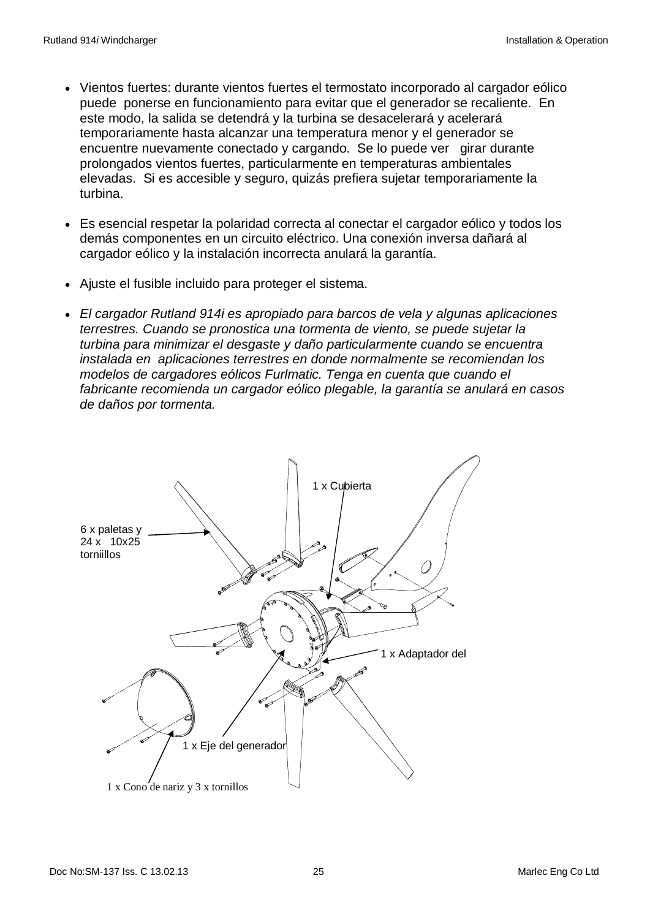- Vientos fuertes: durante vientos fuertes el termostato incorporado al cargador eólico puede ponerse en funcionamiento para evitar que el generador se recaliente. En este modo, la salida se detendrá y la turbina se desacelerará y acelerará temporariamente hasta alcanzar una temperatura menor y el generador se encuentre nuevamente conectado y cargando. Se lo puede ver girar durante prolongados vientos fuertes, particularmente en temperaturas ambientales elevadas. Si es accesible y seguro, quizás prefiera sujetar temporariamente la turbina.

- Es esencial respetar la polaridad correcta al conectar el cargador eólico y todos los demás componentes en un circuito eléctrico. Una conexión inversa dañará al cargador eólico y la instalación incorrecta anulará la garantía.

- Ajuste el fusible incluido para proteger el sistema.

- *El cargador Rutland 914i es apropiado para barcos de vela y algunas aplicaciones terrestres. Cuando se pronostica una tormenta de viento, se puede sujetar la turbina para minimizar el desgaste y daño particularmente cuando se encuentra instalada en aplicaciones terrestres en donde normalmente se recomiendan los modelos de cargadores eólicos Furlmatic. Tenga en cuenta que cuando el fabricante recomienda un cargador eólico plegable, la garantía se anulará en casos de daños por tormenta.*

1 x Cubierta

6 x paletas y 24 x 10x25 torniillos

1 x Adaptador del

1 x Eje del generador

1 x Cono de nariz y 3 x tornillos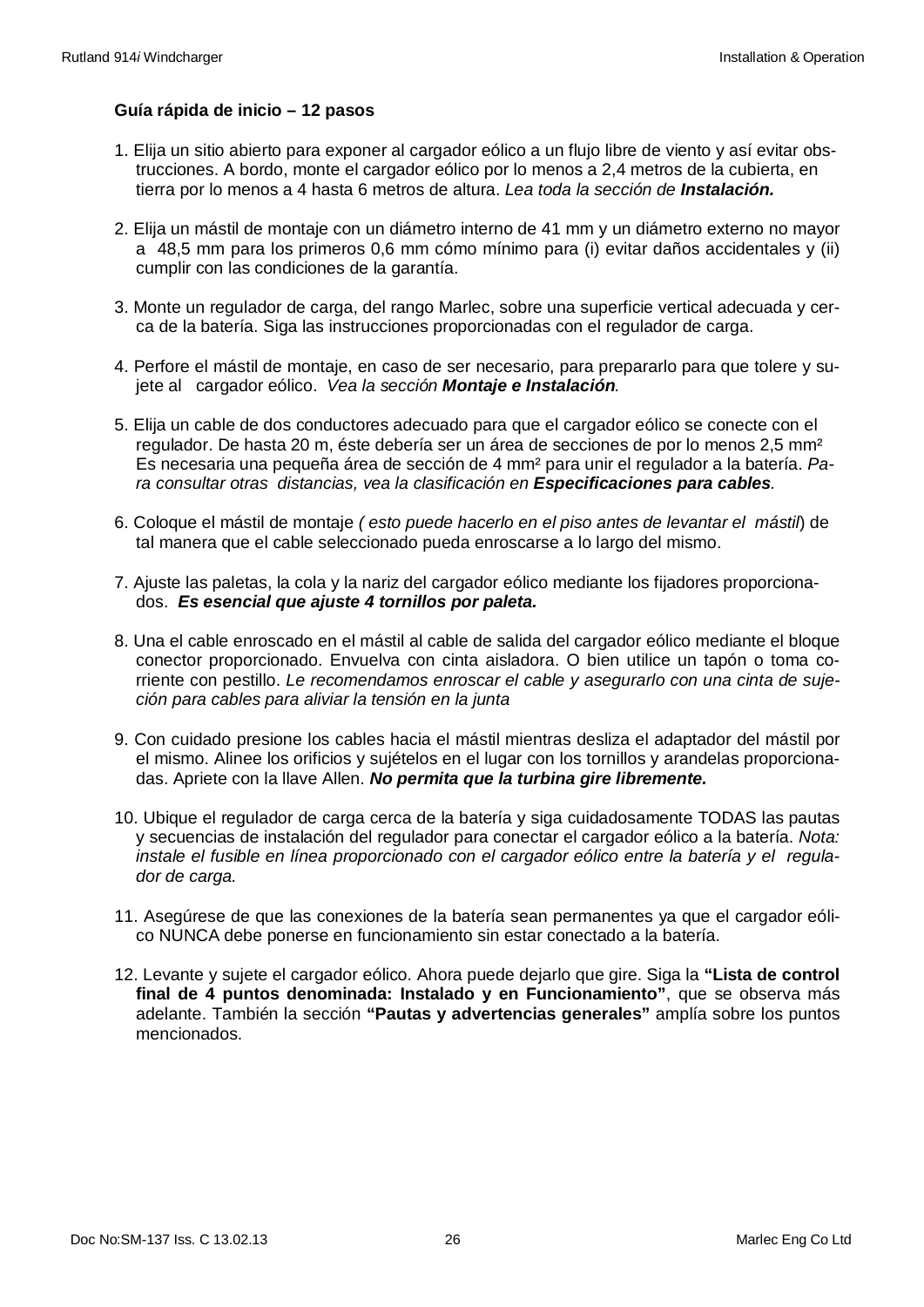**Guía rápida de inicio – 12 pasos**

1. Elija un sitio abierto para exponer al cargador eólico a un flujo libre de viento y así evitar obstrucciones. A bordo, monte el cargador eólico por lo menos a 2,4 metros de la cubierta, en tierra por lo menos a 4 hasta 6 metros de altura. *Lea toda la sección de **Instalación.***

2. Elija un mástil de montaje con un diámetro interno de 41 mm y un diámetro externo no mayor a 48,5 mm para los primeros 0,6 mm cómo mínimo para (i) evitar daños accidentales y (ii) cumplir con las condiciones de la garantía.

3. Monte un regulador de carga, del rango Marlec, sobre una superficie vertical adecuada y cerca de la batería. Siga las instrucciones proporcionadas con el regulador de carga.

4. Perfore el mástil de montaje, en caso de ser necesario, para prepararlo para que tolere y sujete al cargador eólico. *Vea la sección **Montaje e Instalación**.*

5. Elija un cable de dos conductores adecuado para que el cargador eólico se conecte con el regulador. De hasta 20 m, éste debería ser un área de secciones de por lo menos 2,5 mm² Es necesaria una pequeña área de sección de 4 mm² para unir el regulador a la batería. *Para consultar otras distancias, vea la clasificación en **Especificaciones para cables**.*

6. Coloque el mástil de montaje *( esto puede hacerlo en el piso antes de levantar el mástil*) de tal manera que el cable seleccionado pueda enroscarse a lo largo del mismo.

7. Ajuste las paletas, la cola y la nariz del cargador eólico mediante los fijadores proporcionados. ***Es esencial que ajuste 4 tornillos por paleta.***

8. Una el cable enroscado en el mástil al cable de salida del cargador eólico mediante el bloque conector proporcionado. Envuelva con cinta aisladora. O bien utilice un tapón o toma corriente con pestillo. *Le recomendamos enroscar el cable y asegurarlo con una cinta de sujeción para cables para aliviar la tensión en la junta*

9. Con cuidado presione los cables hacia el mástil mientras desliza el adaptador del mástil por el mismo. Alinee los orificios y sujételos en el lugar con los tornillos y arandelas proporcionadas. Apriete con la llave Allen. ***No permita que la turbina gire libremente.***

10. Ubique el regulador de carga cerca de la batería y siga cuidadosamente TODAS las pautas y secuencias de instalación del regulador para conectar el cargador eólico a la batería. *Nota: instale el fusible en línea proporcionado con el cargador eólico entre la batería y el regulador de carga.*

11. Asegúrese de que las conexiones de la batería sean permanentes ya que el cargador eólico NUNCA debe ponerse en funcionamiento sin estar conectado a la batería.

12. Levante y sujete el cargador eólico. Ahora puede dejarlo que gire. Siga la **"Lista de control final de 4 puntos denominada: Instalado y en Funcionamiento"**, que se observa más adelante. También la sección **"Pautas y advertencias generales"** amplía sobre los puntos mencionados.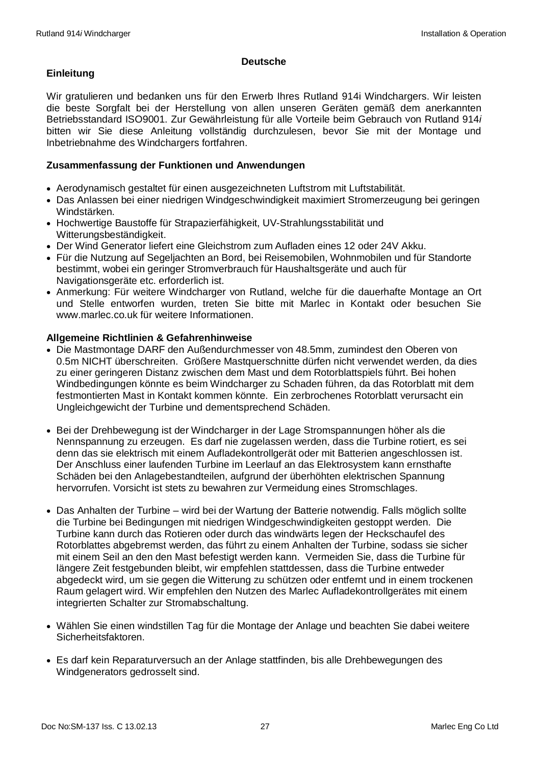**Deutsche**

## Einleitung

Wir gratulieren und bedanken uns für den Erwerb Ihres Rutland 914i Windchargers. Wir leisten die beste Sorgfalt bei der Herstellung von allen unseren Geräten gemäß dem anerkannten Betriebsstandard ISO9001. Zur Gewährleistung für alle Vorteile beim Gebrauch von Rutland 914*i* bitten wir Sie diese Anleitung vollständig durchzulesen, bevor Sie mit der Montage und Inbetriebnahme des Windchargers fortfahren.

### Zusammenfassung der Funktionen und Anwendungen

- Aerodynamisch gestaltet für einen ausgezeichneten Luftstrom mit Luftstabilität.
- Das Anlassen bei einer niedrigen Windgeschwindigkeit maximiert Stromerzeugung bei geringen Windstärken.
- Hochwertige Baustoffe für Strapazierfähigkeit, UV-Strahlungsstabilität und Witterungsbeständigkeit.
- Der Wind Generator liefert eine Gleichstrom zum Aufladen eines 12 oder 24V Akku.
- Für die Nutzung auf Segeljachten an Bord, bei Reisemobilen, Wohnmobilen und für Standorte bestimmt, wobei ein geringer Stromverbrauch für Haushaltsgeräte und auch für Navigationsgeräte etc. erforderlich ist.
- Anmerkung: Für weitere Windcharger von Rutland, welche für die dauerhafte Montage an Ort und Stelle entworfen wurden, treten Sie bitte mit Marlec in Kontakt oder besuchen Sie www.marlec.co.uk für weitere Informationen.

### Allgemeine Richtlinien & Gefahrenhinweise

- Die Mastmontage DARF den Außendurchmesser von 48.5mm, zumindest den Oberen von 0.5m NICHT überschreiten. Größere Mastquerschnitte dürfen nicht verwendet werden, da dies zu einer geringeren Distanz zwischen dem Mast und dem Rotorblattspiels führt. Bei hohen Windbedingungen könnte es beim Windcharger zu Schaden führen, da das Rotorblatt mit dem festmontierten Mast in Kontakt kommen könnte. Ein zerbrochenes Rotorblatt verursacht ein Ungleichgewicht der Turbine und dementsprechend Schäden.

- Bei der Drehbewegung ist der Windcharger in der Lage Stromspannungen höher als die Nennspannung zu erzeugen. Es darf nie zugelassen werden, dass die Turbine rotiert, es sei denn das sie elektrisch mit einem Aufladekontrollgerät oder mit Batterien angeschlossen ist. Der Anschluss einer laufenden Turbine im Leerlauf an das Elektrosystem kann ernsthafte Schäden bei den Anlagebestandteilen, aufgrund der überhöhten elektrischen Spannung hervorrufen. Vorsicht ist stets zu bewahren zur Vermeidung eines Stromschlages.

- Das Anhalten der Turbine – wird bei der Wartung der Batterie notwendig. Falls möglich sollte die Turbine bei Bedingungen mit niedrigen Windgeschwindigkeiten gestoppt werden. Die Turbine kann durch das Rotieren oder durch das windwärts legen der Heckschaufel des Rotorblattes abgebremst werden, das führt zu einem Anhalten der Turbine, sodass sie sicher mit einem Seil an den den Mast befestigt werden kann. Vermeiden Sie, dass die Turbine für längere Zeit festgebunden bleibt, wir empfehlen stattdessen, dass die Turbine entweder abgedeckt wird, um sie gegen die Witterung zu schützen oder entfernt und in einem trockenen Raum gelagert wird. Wir empfehlen den Nutzen des Marlec Aufladekontrollgerätes mit einem integrierten Schalter zur Stromabschaltung.

- Wählen Sie einen windstillen Tag für die Montage der Anlage und beachten Sie dabei weitere Sicherheitsfaktoren.

- Es darf kein Reparaturversuch an der Anlage stattfinden, bis alle Drehbewegungen des Windgenerators gedrosselt sind.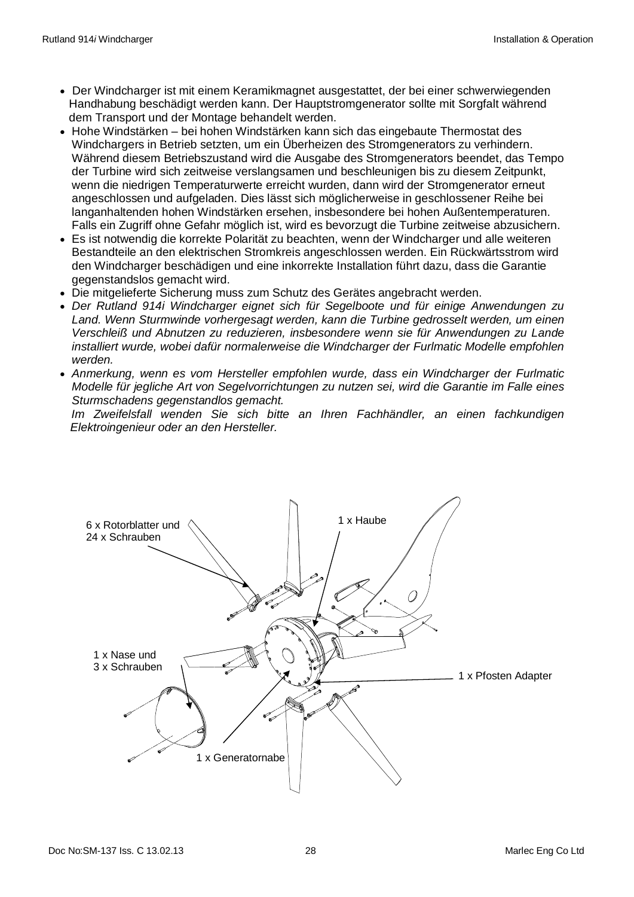- Der Windcharger ist mit einem Keramikmagnet ausgestattet, der bei einer schwerwiegenden Handhabung beschädigt werden kann. Der Hauptstromgenerator sollte mit Sorgfalt während dem Transport und der Montage behandelt werden.
- Hohe Windstärken – bei hohen Windstärken kann sich das eingebaute Thermostat des Windchargers in Betrieb setzten, um ein Überheizen des Stromgenerators zu verhindern. Während diesem Betriebszustand wird die Ausgabe des Stromgenerators beendet, das Tempo der Turbine wird sich zeitweise verslangsamen und beschleunigen bis zu diesem Zeitpunkt, wenn die niedrigen Temperaturwerte erreicht wurden, dann wird der Stromgenerator erneut angeschlossen und aufgeladen. Dies lässt sich möglicherweise in geschlossener Reihe bei langanhaltenden hohen Windstärken ersehen, insbesondere bei hohen Außentemperaturen. Falls ein Zugriff ohne Gefahr möglich ist, wird es bevorzugt die Turbine zeitweise abzusichern.
- Es ist notwendig die korrekte Polarität zu beachten, wenn der Windcharger und alle weiteren Bestandteile an den elektrischen Stromkreis angeschlossen werden. Ein Rückwärtsstrom wird den Windcharger beschädigen und eine inkorrekte Installation führt dazu, dass die Garantie gegenstandslos gemacht wird.
- Die mitgelieferte Sicherung muss zum Schutz des Gerätes angebracht werden.
- *Der Rutland 914i Windcharger eignet sich für Segelboote und für einige Anwendungen zu Land. Wenn Sturmwinde vorhergesagt werden, kann die Turbine gedrosselt werden, um einen Verschleiß und Abnutzen zu reduzieren, insbesondere wenn sie für Anwendungen zu Lande installiert wurde, wobei dafür normalerweise die Windcharger der Furlmatic Modelle empfohlen werden.*
- *Anmerkung, wenn es vom Hersteller empfohlen wurde, dass ein Windcharger der Furlmatic Modelle für jegliche Art von Segelvorrichtungen zu nutzen sei, wird die Garantie im Falle eines Sturmschadens gegenstandlos gemacht.*

  *Im Zweifelsfall wenden Sie sich bitte an Ihren Fachhändler, an einen fachkundigen Elektroingenieur oder an den Hersteller.*

6 x Rotorblatter und 24 x Schrauben

1 x Haube

1 x Nase und 3 x Schrauben

1 x Pfosten Adapter

1 x Generatornabe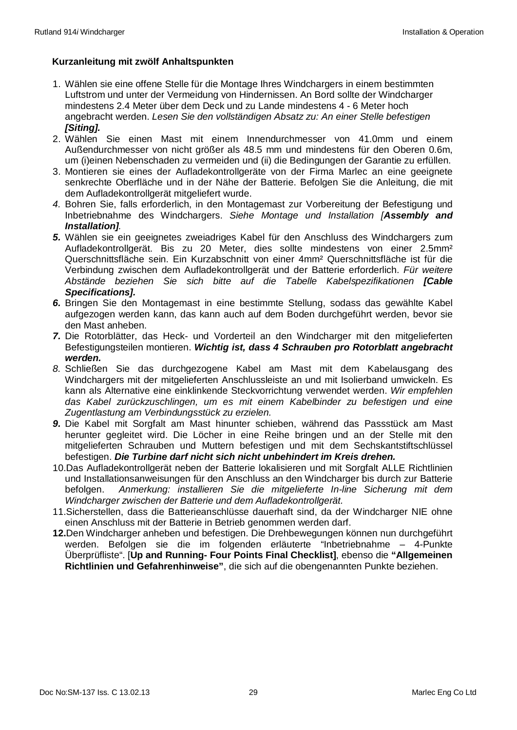**Kurzanleitung mit zwölf Anhaltspunkten**

1. Wählen sie eine offene Stelle für die Montage Ihres Windchargers in einem bestimmten Luftstrom und unter der Vermeidung von Hindernissen. An Bord sollte der Windcharger mindestens 2.4 Meter über dem Deck und zu Lande mindestens 4 - 6 Meter hoch angebracht werden. *Lesen Sie den vollständigen Absatz zu: An einer Stelle befestigen* ***[Siting].***
2. Wählen Sie einen Mast mit einem Innendurchmesser von 41.0mm und einem Außendurchmesser von nicht größer als 48.5 mm und mindestens für den Oberen 0.6m, um (i)einen Nebenschaden zu vermeiden und (ii) die Bedingungen der Garantie zu erfüllen.
3. Montieren sie eines der Aufladekontrollgeräte von der Firma Marlec an eine geeignete senkrechte Oberfläche und in der Nähe der Batterie. Befolgen Sie die Anleitung, die mit dem Aufladekontrollgerät mitgeliefert wurde.
4. Bohren Sie, falls erforderlich, in den Montagemast zur Vorbereitung der Befestigung und Inbetriebnahme des Windchargers. *Siehe Montage und Installation [**Assembly and Installation]**.*
5. Wählen sie ein geeignetes zweiadriges Kabel für den Anschluss des Windchargers zum Aufladekontrollgerät. Bis zu 20 Meter, dies sollte mindestens von einer 2.5mm² Querschnittsfläche sein. Ein Kurzabschnitt von einer 4mm² Querschnittsfläche ist für die Verbindung zwischen dem Aufladekontrollgerät und der Batterie erforderlich. *Für weitere Abstände beziehen Sie sich bitte auf die Tabelle Kabelspezifikationen* ***[Cable Specifications].***
6. Bringen Sie den Montagemast in eine bestimmte Stellung, sodass das gewählte Kabel aufgezogen werden kann, das kann auch auf dem Boden durchgeführt werden, bevor sie den Mast anheben.
7. Die Rotorblätter, das Heck- und Vorderteil an den Windcharger mit den mitgelieferten Befestigungsteilen montieren. ***Wichtig ist, dass 4 Schrauben pro Rotorblatt angebracht werden.***
8. Schließen Sie das durchgezogene Kabel am Mast mit dem Kabelausgang des Windchargers mit der mitgelieferten Anschlussleiste an und mit Isolierband umwickeln. Es kann als Alternative eine einklinkende Steckvorrichtung verwendet werden. *Wir empfehlen das Kabel zurückzuschlingen, um es mit einem Kabelbinder zu befestigen und eine Zugentlastung am Verbindungsstück zu erzielen.*
9. Die Kabel mit Sorgfalt am Mast hinunter schieben, während das Passstück am Mast herunter gegleitet wird. Die Löcher in eine Reihe bringen und an der Stelle mit den mitgelieferten Schrauben und Muttern befestigen und mit dem Sechskantstiftschlüssel befestigen. ***Die Turbine darf nicht sich nicht unbehindert im Kreis drehen.***
10. Das Aufladekontrollgerät neben der Batterie lokalisieren und mit Sorgfalt ALLE Richtlinien und Installationsanweisungen für den Anschluss an den Windcharger bis durch zur Batterie befolgen. *Anmerkung: installieren Sie die mitgelieferte In-line Sicherung mit dem Windcharger zwischen der Batterie und dem Aufladekontrollgerät.*
11. Sicherstellen, dass die Batterieanschlüsse dauerhaft sind, da der Windcharger NIE ohne einen Anschluss mit der Batterie in Betrieb genommen werden darf.
12. Den Windcharger anheben und befestigen. Die Drehbewegungen können nun durchgeführt werden. Befolgen sie die im folgenden erläuterte "Inbetriebnahme – 4-Punkte Überprüfliste". [**Up and Running- Four Points Final Checklist]**, ebenso die **"Allgemeinen Richtlinien und Gefahrenhinweise"**, die sich auf die obengenannten Punkte beziehen.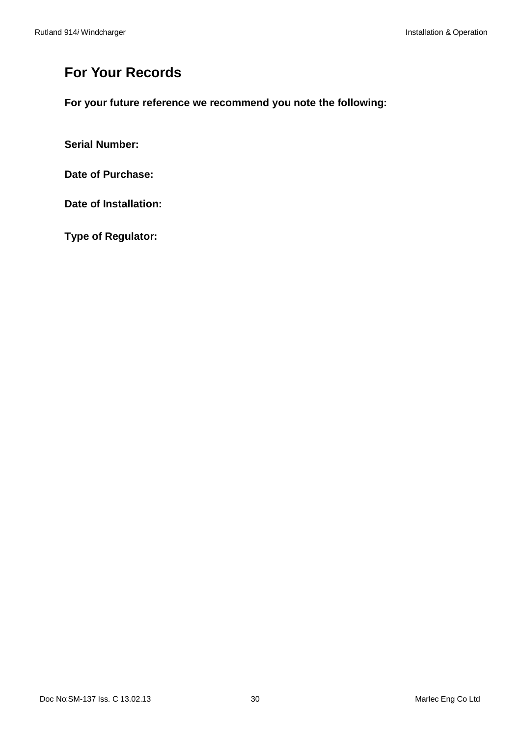# For Your Records

**For your future reference we recommend you note the following:**

**Serial Number:**

**Date of Purchase:**

**Date of Installation:**

**Type of Regulator:**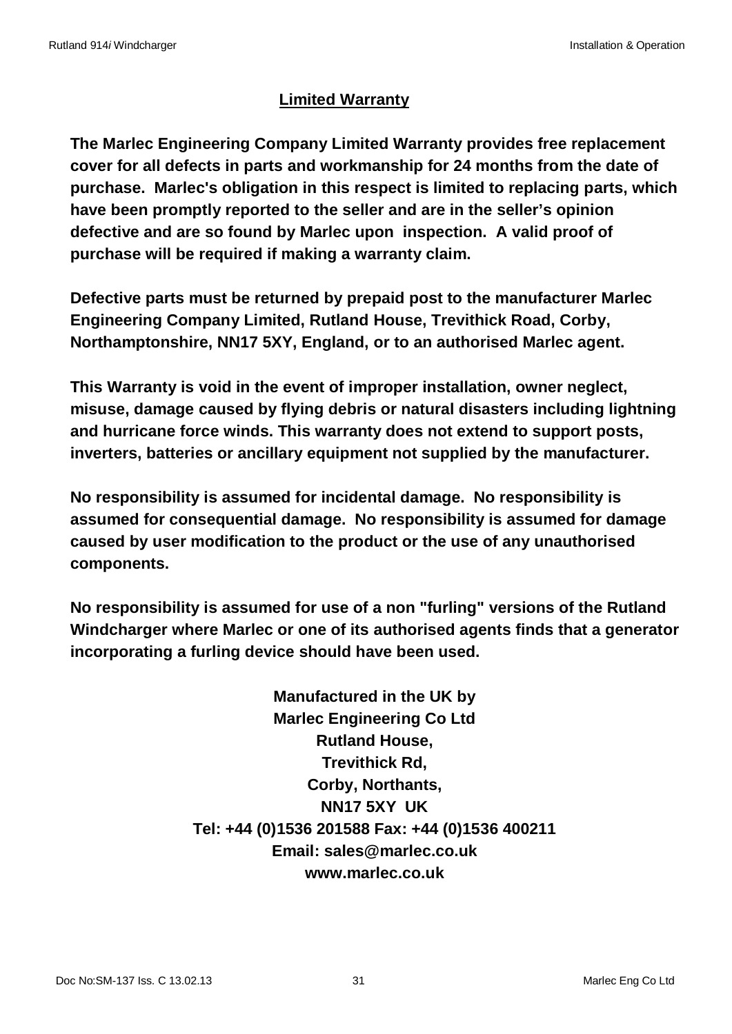## Limited Warranty

**The Marlec Engineering Company Limited Warranty provides free replacement cover for all defects in parts and workmanship for 24 months from the date of purchase. Marlec's obligation in this respect is limited to replacing parts, which have been promptly reported to the seller and are in the seller's opinion defective and are so found by Marlec upon inspection. A valid proof of purchase will be required if making a warranty claim.**

**Defective parts must be returned by prepaid post to the manufacturer Marlec Engineering Company Limited, Rutland House, Trevithick Road, Corby, Northamptonshire, NN17 5XY, England, or to an authorised Marlec agent.**

**This Warranty is void in the event of improper installation, owner neglect, misuse, damage caused by flying debris or natural disasters including lightning and hurricane force winds. This warranty does not extend to support posts, inverters, batteries or ancillary equipment not supplied by the manufacturer.**

**No responsibility is assumed for incidental damage. No responsibility is assumed for consequential damage. No responsibility is assumed for damage caused by user modification to the product or the use of any unauthorised components.**

**No responsibility is assumed for use of a non "furling" versions of the Rutland Windcharger where Marlec or one of its authorised agents finds that a generator incorporating a furling device should have been used.**

**Manufactured in the UK by**
**Marlec Engineering Co Ltd**
**Rutland House,**
**Trevithick Rd,**
**Corby, Northants,**
**NN17 5XY UK**
**Tel: +44 (0)1536 201588 Fax: +44 (0)1536 400211**
**Email: sales@marlec.co.uk**
**www.marlec.co.uk**